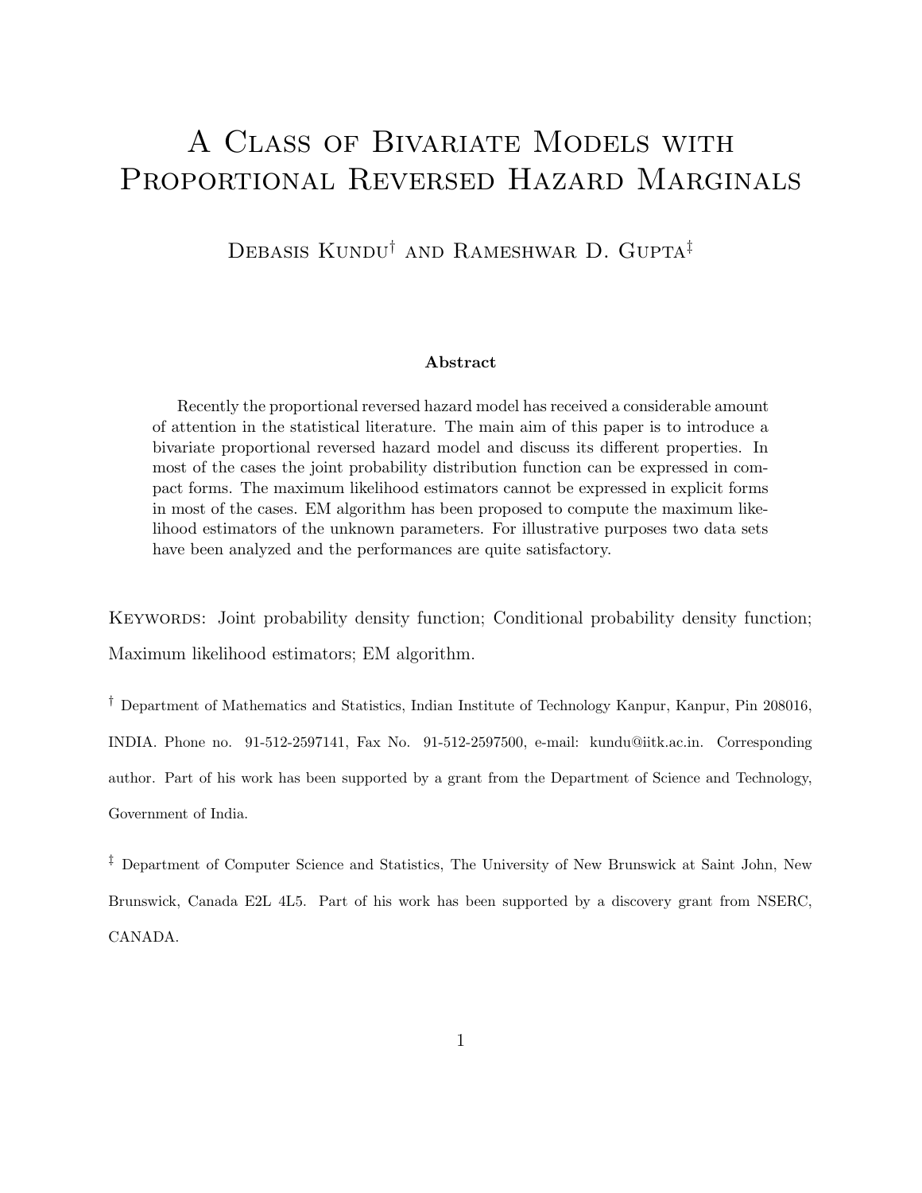# A Class of Bivariate Models with Proportional Reversed Hazard Marginals

Debasis Kundu[†] and Rameshwar D. Gupta[‡]

### Abstract

Recently the proportional reversed hazard model has received a considerable amount of attention in the statistical literature. The main aim of this paper is to introduce a bivariate proportional reversed hazard model and discuss its different properties. In most of the cases the joint probability distribution function can be expressed in compact forms. The maximum likelihood estimators cannot be expressed in explicit forms in most of the cases. EM algorithm has been proposed to compute the maximum likelihood estimators of the unknown parameters. For illustrative purposes two data sets have been analyzed and the performances are quite satisfactory.

Keywords: Joint probability density function; Conditional probability density function; Maximum likelihood estimators; EM algorithm.

[†] Department of Mathematics and Statistics, Indian Institute of Technology Kanpur, Kanpur, Pin 208016, INDIA. Phone no. 91-512-2597141, Fax No. 91-512-2597500, e-mail: kundu@iitk.ac.in. Corresponding author. Part of his work has been supported by a grant from the Department of Science and Technology, Government of India.

[‡] Department of Computer Science and Statistics, The University of New Brunswick at Saint John, New Brunswick, Canada E2L 4L5. Part of his work has been supported by a discovery grant from NSERC, CANADA.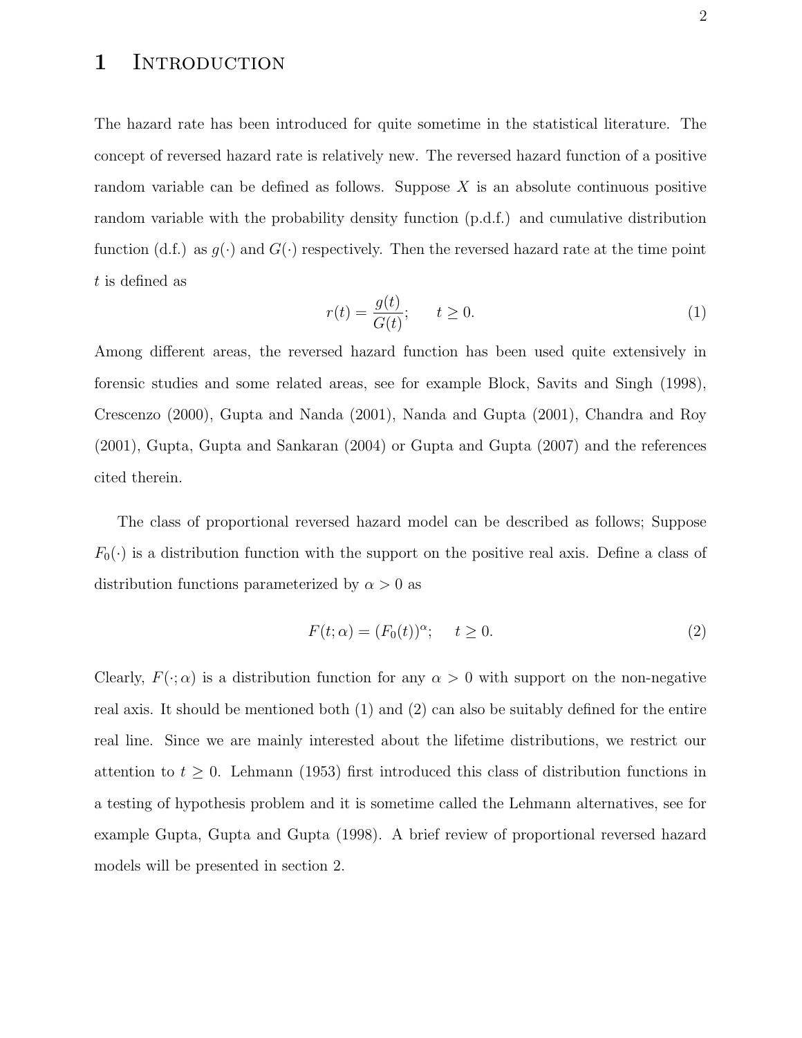# 1 Introduction

The hazard rate has been introduced for quite sometime in the statistical literature. The concept of reversed hazard rate is relatively new. The reversed hazard function of a positive random variable can be defined as follows. Suppose $X$ is an absolute continuous positive random variable with the probability density function (p.d.f.) and cumulative distribution function (d.f.) as $g(\cdot)$ and $G(\cdot)$ respectively. Then the reversed hazard rate at the time point $t$ is defined as

$$r(t) = \frac{g(t)}{G(t)}; \qquad t \geq 0. \tag{1}$$

Among different areas, the reversed hazard function has been used quite extensively in forensic studies and some related areas, see for example Block, Savits and Singh (1998), Crescenzo (2000), Gupta and Nanda (2001), Nanda and Gupta (2001), Chandra and Roy (2001), Gupta, Gupta and Sankaran (2004) or Gupta and Gupta (2007) and the references cited therein.

The class of proportional reversed hazard model can be described as follows; Suppose $F_0(\cdot)$ is a distribution function with the support on the positive real axis. Define a class of distribution functions parameterized by $\alpha > 0$ as

$$F(t; \alpha) = (F_0(t))^{\alpha}; \qquad t \geq 0. \tag{2}$$

Clearly, $F(\cdot; \alpha)$ is a distribution function for any $\alpha > 0$ with support on the non-negative real axis. It should be mentioned both (1) and (2) can also be suitably defined for the entire real line. Since we are mainly interested about the lifetime distributions, we restrict our attention to $t \geq 0$. Lehmann (1953) first introduced this class of distribution functions in a testing of hypothesis problem and it is sometime called the Lehmann alternatives, see for example Gupta, Gupta and Gupta (1998). A brief review of proportional reversed hazard models will be presented in section 2.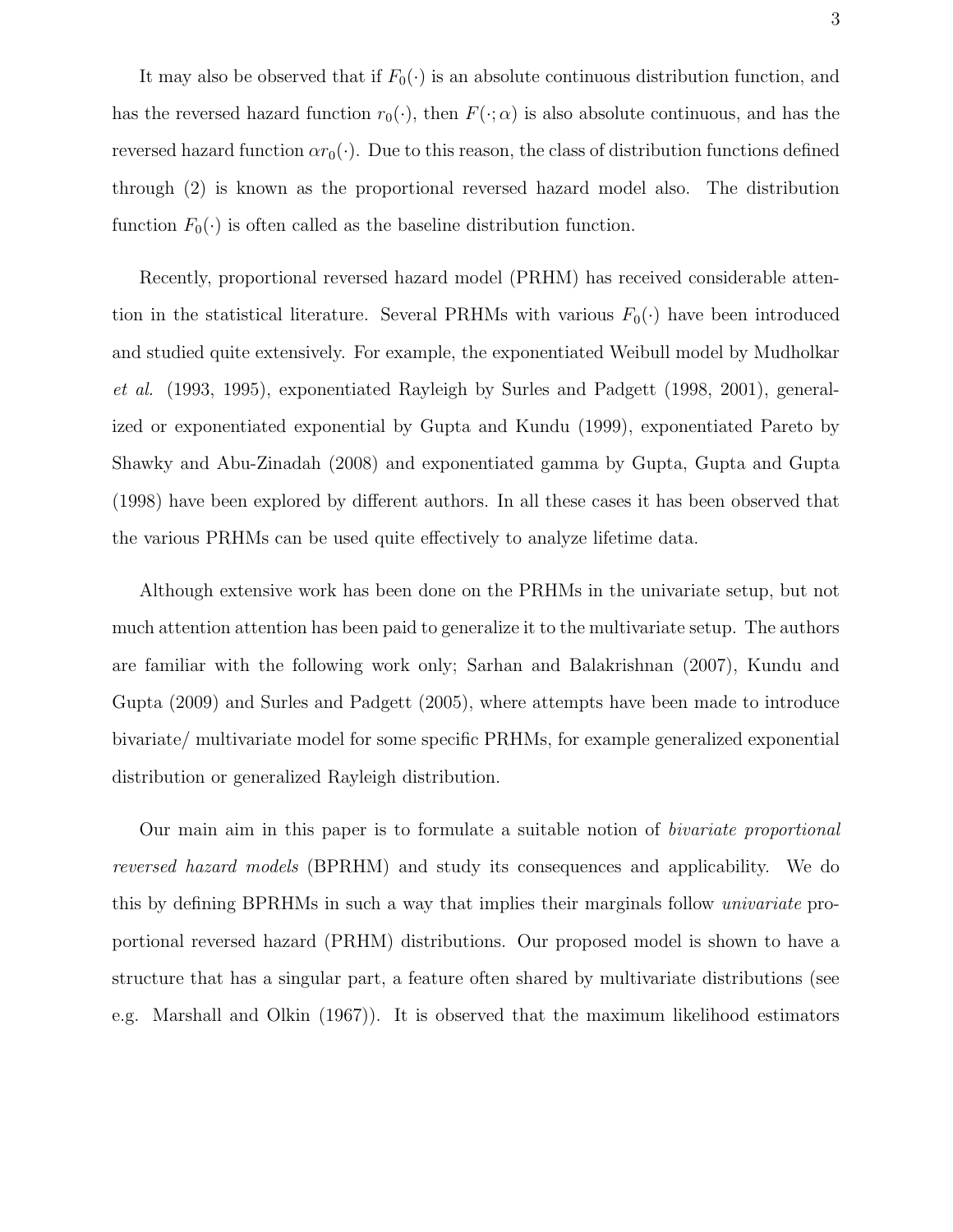It may also be observed that if $F_0(\cdot)$ is an absolute continuous distribution function, and has the reversed hazard function $r_0(\cdot)$, then $F(\cdot;\alpha)$ is also absolute continuous, and has the reversed hazard function $\alpha r_0(\cdot)$. Due to this reason, the class of distribution functions defined through (2) is known as the proportional reversed hazard model also. The distribution function $F_0(\cdot)$ is often called as the baseline distribution function.

Recently, proportional reversed hazard model (PRHM) has received considerable attention in the statistical literature. Several PRHMs with various $F_0(\cdot)$ have been introduced and studied quite extensively. For example, the exponentiated Weibull model by Mudholkar *et al.* (1993, 1995), exponentiated Rayleigh by Surles and Padgett (1998, 2001), generalized or exponentiated exponential by Gupta and Kundu (1999), exponentiated Pareto by Shawky and Abu-Zinadah (2008) and exponentiated gamma by Gupta, Gupta and Gupta (1998) have been explored by different authors. In all these cases it has been observed that the various PRHMs can be used quite effectively to analyze lifetime data.

Although extensive work has been done on the PRHMs in the univariate setup, but not much attention attention has been paid to generalize it to the multivariate setup. The authors are familiar with the following work only; Sarhan and Balakrishnan (2007), Kundu and Gupta (2009) and Surles and Padgett (2005), where attempts have been made to introduce bivariate/ multivariate model for some specific PRHMs, for example generalized exponential distribution or generalized Rayleigh distribution.

Our main aim in this paper is to formulate a suitable notion of *bivariate proportional reversed hazard models* (BPRHM) and study its consequences and applicability. We do this by defining BPRHMs in such a way that implies their marginals follow *univariate* proportional reversed hazard (PRHM) distributions. Our proposed model is shown to have a structure that has a singular part, a feature often shared by multivariate distributions (see e.g. Marshall and Olkin (1967)). It is observed that the maximum likelihood estimators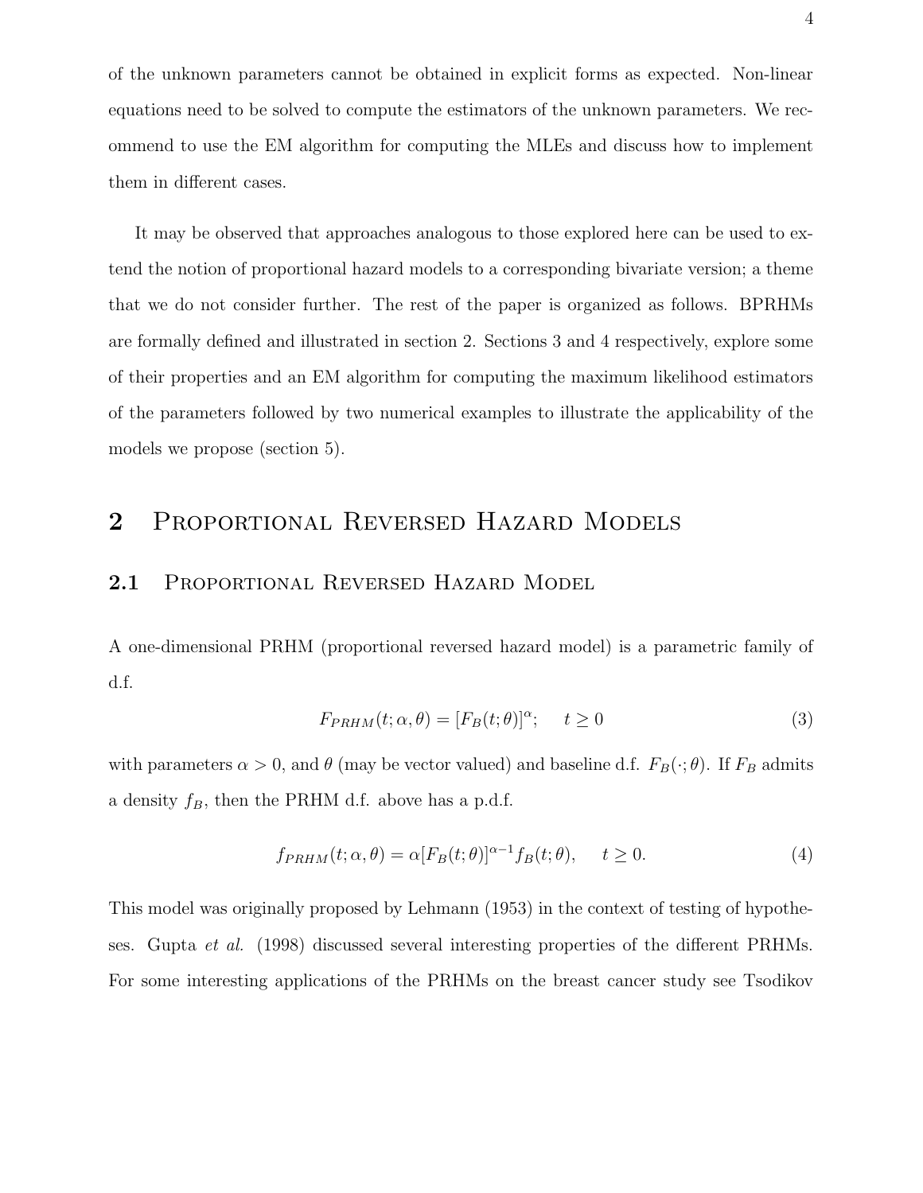of the unknown parameters cannot be obtained in explicit forms as expected. Non-linear equations need to be solved to compute the estimators of the unknown parameters. We recommend to use the EM algorithm for computing the MLEs and discuss how to implement them in different cases.

It may be observed that approaches analogous to those explored here can be used to extend the notion of proportional hazard models to a corresponding bivariate version; a theme that we do not consider further. The rest of the paper is organized as follows. BPRHMs are formally defined and illustrated in section 2. Sections 3 and 4 respectively, explore some of their properties and an EM algorithm for computing the maximum likelihood estimators of the parameters followed by two numerical examples to illustrate the applicability of the models we propose (section 5).

## 2 Proportional Reversed Hazard Models

### 2.1 Proportional Reversed Hazard Model

A one-dimensional PRHM (proportional reversed hazard model) is a parametric family of d.f.

$$F_{PRHM}(t;\alpha,\theta) = [F_B(t;\theta)]^{\alpha}; \quad t \geq 0 \tag{3}$$

with parameters $\alpha > 0$, and $\theta$ (may be vector valued) and baseline d.f. $F_B(\cdot;\theta)$. If $F_B$ admits a density $f_B$, then the PRHM d.f. above has a p.d.f.

$$f_{PRHM}(t;\alpha,\theta) = \alpha[F_B(t;\theta)]^{\alpha-1} f_B(t;\theta), \quad t \geq 0. \tag{4}$$

This model was originally proposed by Lehmann (1953) in the context of testing of hypotheses. Gupta *et al.* (1998) discussed several interesting properties of the different PRHMs. For some interesting applications of the PRHMs on the breast cancer study see Tsodikov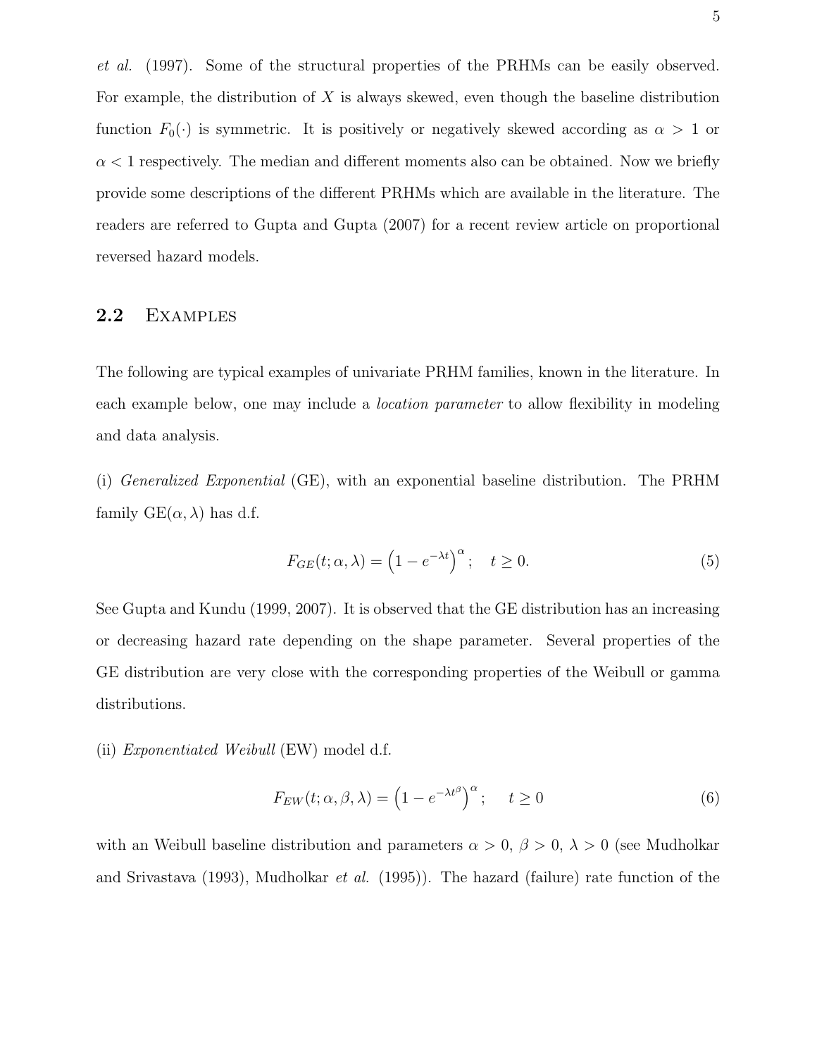*et al.* (1997). Some of the structural properties of the PRHMs can be easily observed. For example, the distribution of $X$ is always skewed, even though the baseline distribution function $F_0(\cdot)$ is symmetric. It is positively or negatively skewed according as $\alpha > 1$ or $\alpha < 1$ respectively. The median and different moments also can be obtained. Now we briefly provide some descriptions of the different PRHMs which are available in the literature. The readers are referred to Gupta and Gupta (2007) for a recent review article on proportional reversed hazard models.

## 2.2 Examples

The following are typical examples of univariate PRHM families, known in the literature. In each example below, one may include a *location parameter* to allow flexibility in modeling and data analysis.

(i) *Generalized Exponential* (GE), with an exponential baseline distribution. The PRHM family GE$(\alpha, \lambda)$ has d.f.

$$F_{GE}(t; \alpha, \lambda) = \left(1 - e^{-\lambda t}\right)^{\alpha}; \quad t \geq 0. \tag{5}$$

See Gupta and Kundu (1999, 2007). It is observed that the GE distribution has an increasing or decreasing hazard rate depending on the shape parameter. Several properties of the GE distribution are very close with the corresponding properties of the Weibull or gamma distributions.

(ii) *Exponentiated Weibull* (EW) model d.f.

$$F_{EW}(t; \alpha, \beta, \lambda) = \left(1 - e^{-\lambda t^{\beta}}\right)^{\alpha}; \quad t \geq 0 \tag{6}$$

with an Weibull baseline distribution and parameters $\alpha > 0$, $\beta > 0$, $\lambda > 0$ (see Mudholkar and Srivastava (1993), Mudholkar *et al.* (1995)). The hazard (failure) rate function of the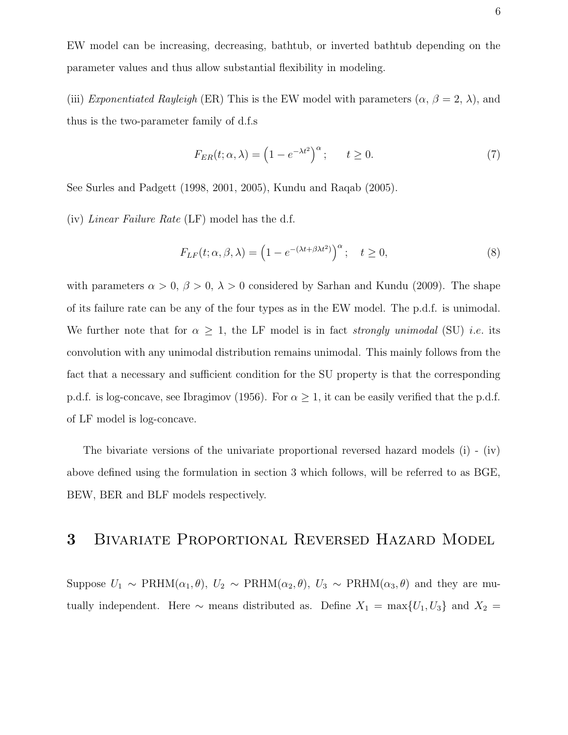EW model can be increasing, decreasing, bathtub, or inverted bathtub depending on the parameter values and thus allow substantial flexibility in modeling.

(iii) *Exponentiated Rayleigh* (ER) This is the EW model with parameters ($\alpha$, $\beta = 2$, $\lambda$), and thus is the two-parameter family of d.f.s

$$F_{ER}(t; \alpha, \lambda) = \left(1 - e^{-\lambda t^2}\right)^{\alpha}; \qquad t \geq 0. \tag{7}$$

See Surles and Padgett (1998, 2001, 2005), Kundu and Raqab (2005).

(iv) *Linear Failure Rate* (LF) model has the d.f.

$$F_{LF}(t; \alpha, \beta, \lambda) = \left(1 - e^{-(\lambda t + \beta \lambda t^2)}\right)^{\alpha}; \quad t \geq 0, \tag{8}$$

with parameters $\alpha > 0$, $\beta > 0$, $\lambda > 0$ considered by Sarhan and Kundu (2009). The shape of its failure rate can be any of the four types as in the EW model. The p.d.f. is unimodal. We further note that for $\alpha \geq 1$, the LF model is in fact *strongly unimodal* (SU) *i.e.* its convolution with any unimodal distribution remains unimodal. This mainly follows from the fact that a necessary and sufficient condition for the SU property is that the corresponding p.d.f. is log-concave, see Ibragimov (1956). For $\alpha \geq 1$, it can be easily verified that the p.d.f. of LF model is log-concave.

The bivariate versions of the univariate proportional reversed hazard models (i) - (iv) above defined using the formulation in section 3 which follows, will be referred to as BGE, BEW, BER and BLF models respectively.

## 3 Bivariate Proportional Reversed Hazard Model

Suppose $U_1 \sim$ PRHM$(\alpha_1, \theta)$, $U_2 \sim$ PRHM$(\alpha_2, \theta)$, $U_3 \sim$ PRHM$(\alpha_3, \theta)$ and they are mutually independent. Here $\sim$ means distributed as. Define $X_1 = \max\{U_1, U_3\}$ and $X_2 =$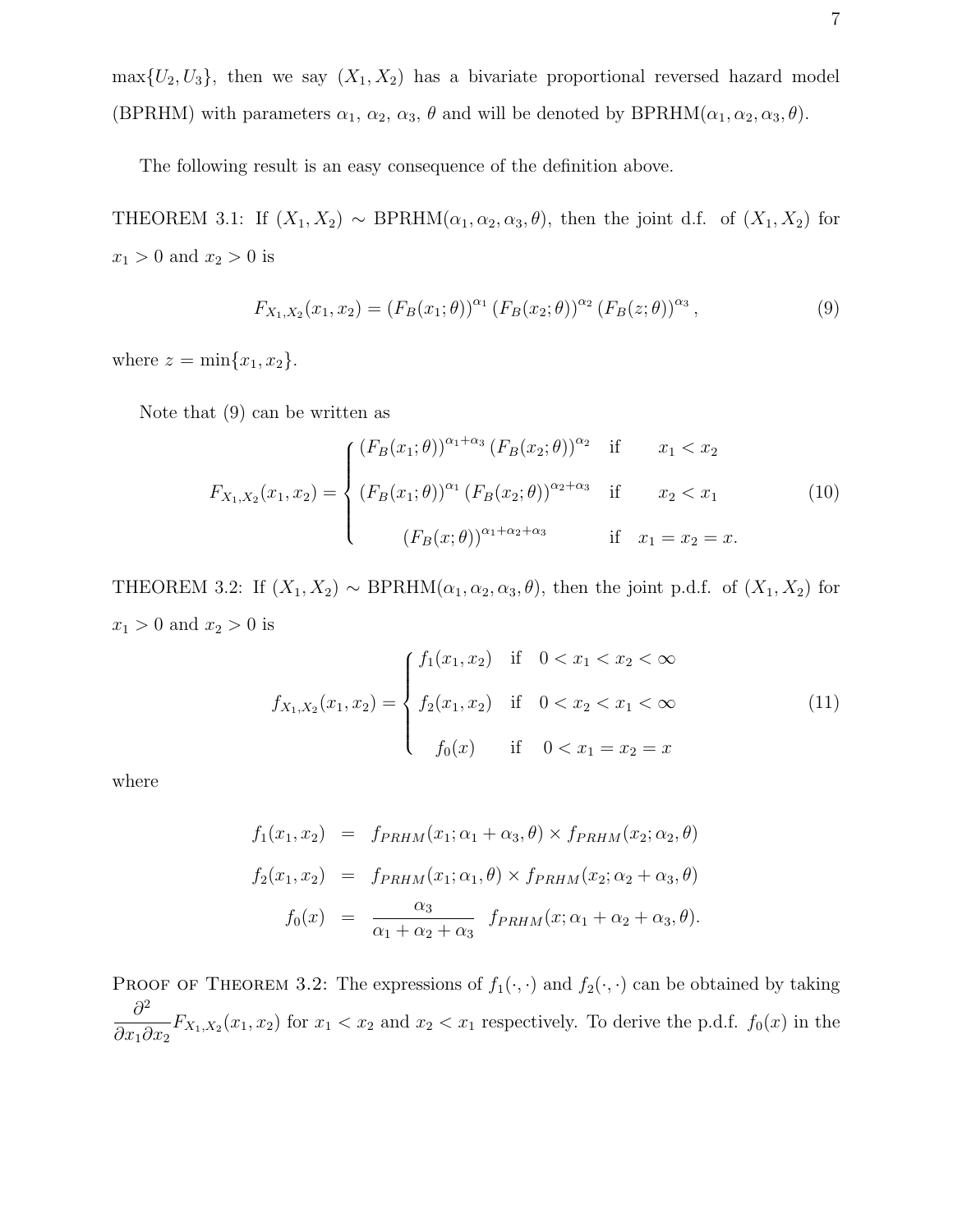$\max\{U_2, U_3\}$, then we say $(X_1, X_2)$ has a bivariate proportional reversed hazard model (BPRHM) with parameters $\alpha_1$, $\alpha_2$, $\alpha_3$, $\theta$ and will be denoted by BPRHM$(\alpha_1, \alpha_2, \alpha_3, \theta)$.

The following result is an easy consequence of the definition above.

THEOREM 3.1: If $(X_1, X_2) \sim$ BPRHM$(\alpha_1, \alpha_2, \alpha_3, \theta)$, then the joint d.f. of $(X_1, X_2)$ for $x_1 > 0$ and $x_2 > 0$ is

$$F_{X_1,X_2}(x_1, x_2) = (F_B(x_1;\theta))^{\alpha_1} (F_B(x_2;\theta))^{\alpha_2} (F_B(z;\theta))^{\alpha_3}, \tag{9}$$

where $z = \min\{x_1, x_2\}$.

Note that (9) can be written as

$$F_{X_1,X_2}(x_1, x_2) = \begin{cases} (F_B(x_1;\theta))^{\alpha_1+\alpha_3} (F_B(x_2;\theta))^{\alpha_2} & \text{if} \quad x_1 < x_2 \\ (F_B(x_1;\theta))^{\alpha_1} (F_B(x_2;\theta))^{\alpha_2+\alpha_3} & \text{if} \quad x_2 < x_1 \\ (F_B(x;\theta))^{\alpha_1+\alpha_2+\alpha_3} & \text{if} \quad x_1 = x_2 = x. \end{cases} \tag{10}$$

THEOREM 3.2: If $(X_1, X_2) \sim$ BPRHM$(\alpha_1, \alpha_2, \alpha_3, \theta)$, then the joint p.d.f. of $(X_1, X_2)$ for $x_1 > 0$ and $x_2 > 0$ is

$$f_{X_1,X_2}(x_1, x_2) = \begin{cases} f_1(x_1, x_2) & \text{if} \quad 0 < x_1 < x_2 < \infty \\ f_2(x_1, x_2) & \text{if} \quad 0 < x_2 < x_1 < \infty \\ f_0(x) & \text{if} \quad 0 < x_1 = x_2 = x \end{cases} \tag{11}$$

where

$$\begin{aligned} f_1(x_1, x_2) &= f_{PRHM}(x_1; \alpha_1 + \alpha_3, \theta) \times f_{PRHM}(x_2; \alpha_2, \theta) \\ f_2(x_1, x_2) &= f_{PRHM}(x_1; \alpha_1, \theta) \times f_{PRHM}(x_2; \alpha_2 + \alpha_3, \theta) \\ f_0(x) &= \frac{\alpha_3}{\alpha_1 + \alpha_2 + \alpha_3} \;\; f_{PRHM}(x; \alpha_1 + \alpha_2 + \alpha_3, \theta). \end{aligned}$$

PROOF OF THEOREM 3.2: The expressions of $f_1(\cdot, \cdot)$ and $f_2(\cdot, \cdot)$ can be obtained by taking $\dfrac{\partial^2}{\partial x_1 \partial x_2} F_{X_1,X_2}(x_1, x_2)$ for $x_1 < x_2$ and $x_2 < x_1$ respectively. To derive the p.d.f. $f_0(x)$ in the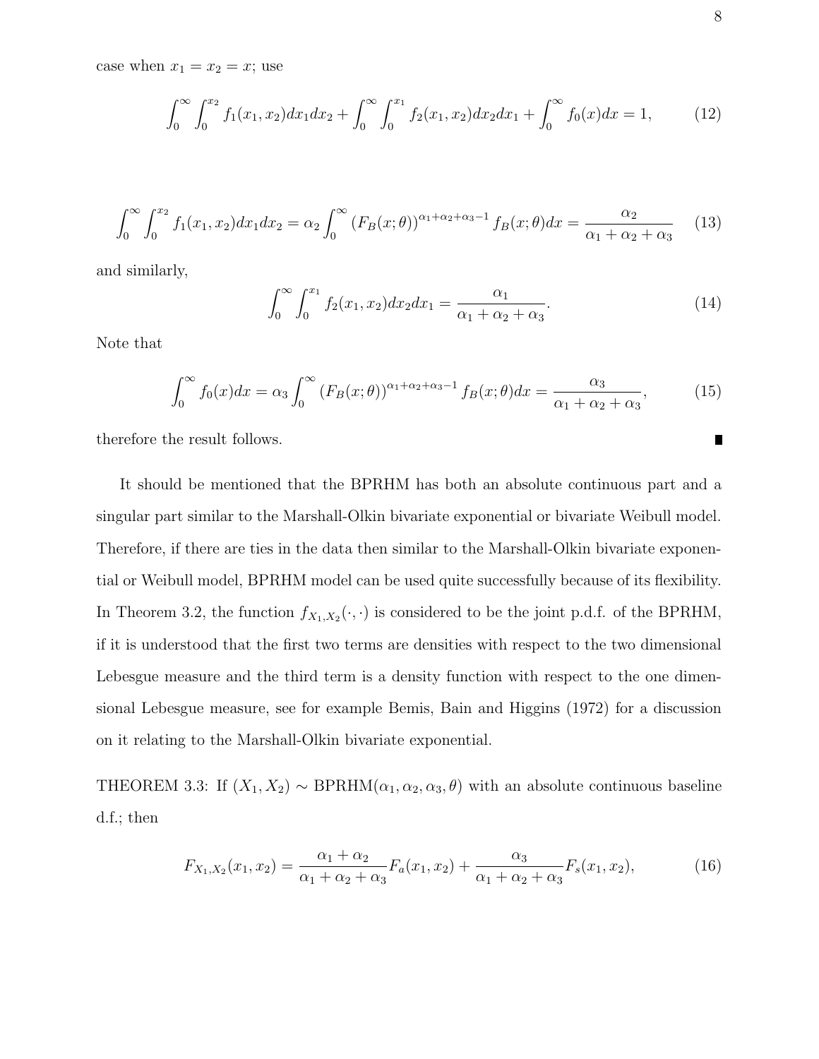case when $x_1 = x_2 = x$; use

$$\int_0^\infty \int_0^{x_2} f_1(x_1, x_2) dx_1 dx_2 + \int_0^\infty \int_0^{x_1} f_2(x_1, x_2) dx_2 dx_1 + \int_0^\infty f_0(x) dx = 1, \tag{12}$$

$$\int_0^\infty \int_0^{x_2} f_1(x_1, x_2) dx_1 dx_2 = \alpha_2 \int_0^\infty (F_B(x;\theta))^{\alpha_1+\alpha_2+\alpha_3-1} f_B(x;\theta) dx = \frac{\alpha_2}{\alpha_1 + \alpha_2 + \alpha_3} \tag{13}$$

and similarly,

$$\int_0^\infty \int_0^{x_1} f_2(x_1, x_2) dx_2 dx_1 = \frac{\alpha_1}{\alpha_1 + \alpha_2 + \alpha_3}. \tag{14}$$

Note that

$$\int_0^\infty f_0(x) dx = \alpha_3 \int_0^\infty (F_B(x;\theta))^{\alpha_1+\alpha_2+\alpha_3-1} f_B(x;\theta) dx = \frac{\alpha_3}{\alpha_1 + \alpha_2 + \alpha_3}, \tag{15}$$

therefore the result follows. ∎

It should be mentioned that the BPRHM has both an absolute continuous part and a singular part similar to the Marshall-Olkin bivariate exponential or bivariate Weibull model. Therefore, if there are ties in the data then similar to the Marshall-Olkin bivariate exponential or Weibull model, BPRHM model can be used quite successfully because of its flexibility. In Theorem 3.2, the function $f_{X_1,X_2}(\cdot,\cdot)$ is considered to be the joint p.d.f. of the BPRHM, if it is understood that the first two terms are densities with respect to the two dimensional Lebesgue measure and the third term is a density function with respect to the one dimensional Lebesgue measure, see for example Bemis, Bain and Higgins (1972) for a discussion on it relating to the Marshall-Olkin bivariate exponential.

THEOREM 3.3: If $(X_1, X_2) \sim \text{BPRHM}(\alpha_1, \alpha_2, \alpha_3, \theta)$ with an absolute continuous baseline d.f.; then

$$F_{X_1,X_2}(x_1, x_2) = \frac{\alpha_1 + \alpha_2}{\alpha_1 + \alpha_2 + \alpha_3} F_a(x_1, x_2) + \frac{\alpha_3}{\alpha_1 + \alpha_2 + \alpha_3} F_s(x_1, x_2), \tag{16}$$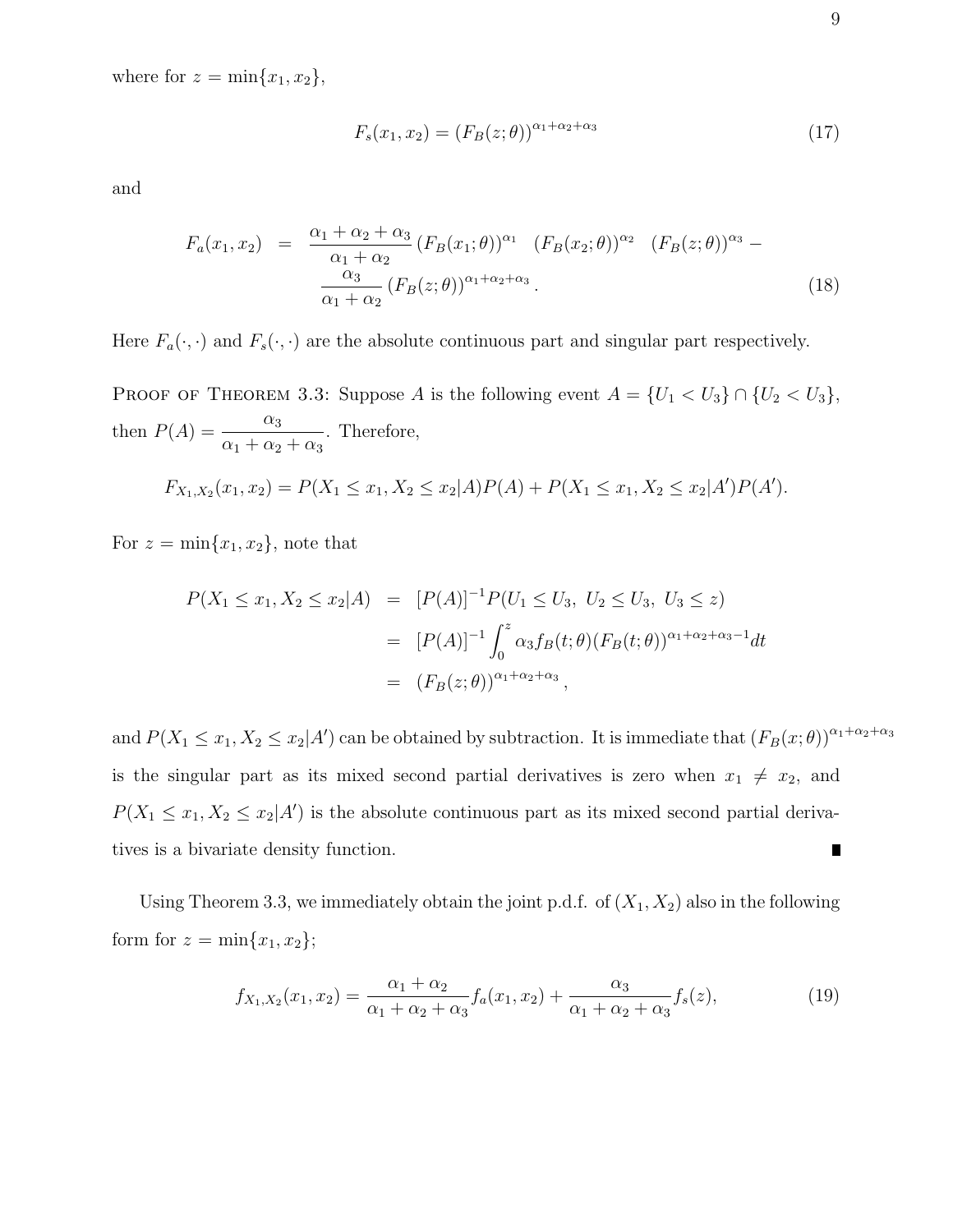where for $z = \min\{x_1, x_2\}$,

$$F_s(x_1, x_2) = (F_B(z;\theta))^{\alpha_1+\alpha_2+\alpha_3} \tag{17}$$

and

$$\begin{aligned} F_a(x_1, x_2) &= \frac{\alpha_1+\alpha_2+\alpha_3}{\alpha_1+\alpha_2} (F_B(x_1;\theta))^{\alpha_1} \quad (F_B(x_2;\theta))^{\alpha_2} \quad (F_B(z;\theta))^{\alpha_3} - \\ & \quad \frac{\alpha_3}{\alpha_1+\alpha_2} (F_B(z;\theta))^{\alpha_1+\alpha_2+\alpha_3}. \end{aligned} \tag{18}$$

Here $F_a(\cdot,\cdot)$ and $F_s(\cdot,\cdot)$ are the absolute continuous part and singular part respectively.

Proof of Theorem 3.3: Suppose $A$ is the following event $A = \{U_1 < U_3\} \cap \{U_2 < U_3\}$, then $P(A) = \dfrac{\alpha_3}{\alpha_1+\alpha_2+\alpha_3}$. Therefore,

$$F_{X_1,X_2}(x_1, x_2) = P(X_1 \le x_1, X_2 \le x_2 | A)P(A) + P(X_1 \le x_1, X_2 \le x_2 | A')P(A').$$

For $z = \min\{x_1, x_2\}$, note that

$$\begin{aligned} P(X_1 \le x_1, X_2 \le x_2 | A) &= [P(A)]^{-1} P(U_1 \le U_3,\ U_2 \le U_3,\ U_3 \le z) \\ &= [P(A)]^{-1} \int_0^z \alpha_3 f_B(t;\theta)(F_B(t;\theta))^{\alpha_1+\alpha_2+\alpha_3-1} dt \\ &= (F_B(z;\theta))^{\alpha_1+\alpha_2+\alpha_3}, \end{aligned}$$

and $P(X_1 \le x_1, X_2 \le x_2 | A')$ can be obtained by subtraction. It is immediate that $(F_B(x;\theta))^{\alpha_1+\alpha_2+\alpha_3}$ is the singular part as its mixed second partial derivatives is zero when $x_1 \ne x_2$, and $P(X_1 \le x_1, X_2 \le x_2 | A')$ is the absolute continuous part as its mixed second partial derivatives is a bivariate density function. ∎

Using Theorem 3.3, we immediately obtain the joint p.d.f. of $(X_1, X_2)$ also in the following form for $z = \min\{x_1, x_2\}$;

$$f_{X_1,X_2}(x_1, x_2) = \frac{\alpha_1+\alpha_2}{\alpha_1+\alpha_2+\alpha_3} f_a(x_1, x_2) + \frac{\alpha_3}{\alpha_1+\alpha_2+\alpha_3} f_s(z), \tag{19}$$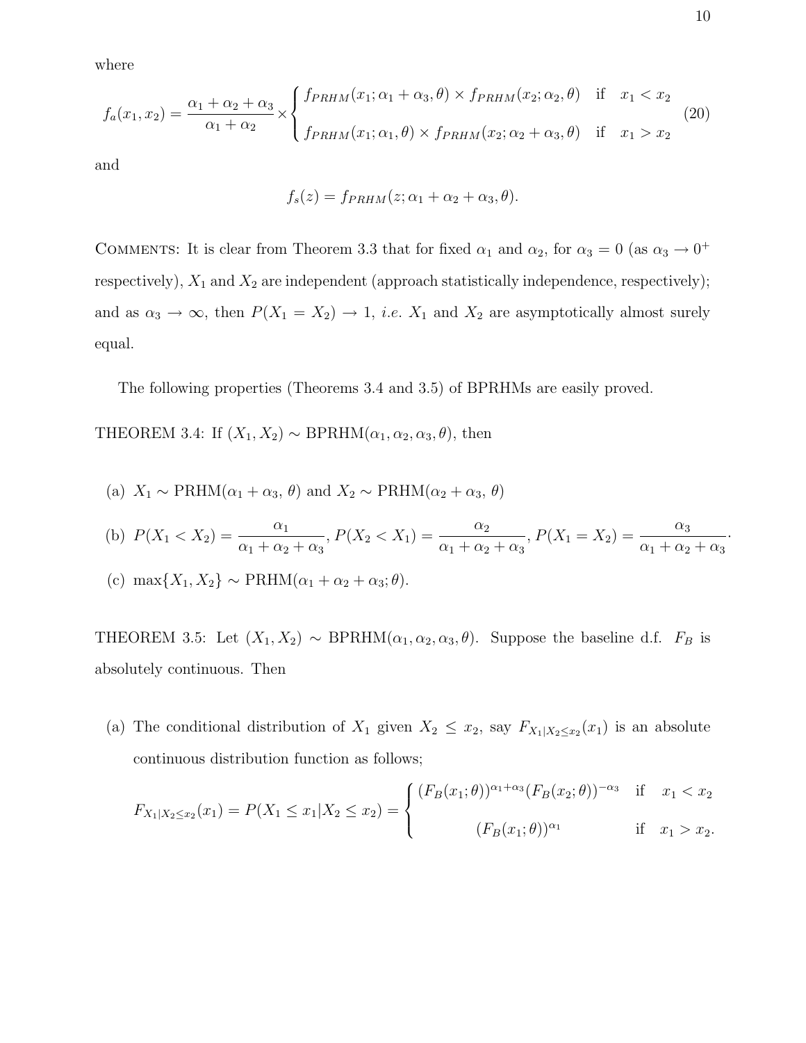where

$$f_a(x_1, x_2) = \frac{\alpha_1 + \alpha_2 + \alpha_3}{\alpha_1 + \alpha_2} \times \begin{cases} f_{PRHM}(x_1; \alpha_1 + \alpha_3, \theta) \times f_{PRHM}(x_2; \alpha_2, \theta) & \text{if} \quad x_1 < x_2 \\ f_{PRHM}(x_1; \alpha_1, \theta) \times f_{PRHM}(x_2; \alpha_2 + \alpha_3, \theta) & \text{if} \quad x_1 > x_2 \end{cases} \tag{20}$$

and

$$f_s(z) = f_{PRHM}(z; \alpha_1 + \alpha_2 + \alpha_3, \theta).$$

COMMENTS: It is clear from Theorem 3.3 that for fixed $\alpha_1$ and $\alpha_2$, for $\alpha_3 = 0$ (as $\alpha_3 \to 0^+$ respectively), $X_1$ and $X_2$ are independent (approach statistically independence, respectively); and as $\alpha_3 \to \infty$, then $P(X_1 = X_2) \to 1$, *i.e.* $X_1$ and $X_2$ are asymptotically almost surely equal.

The following properties (Theorems 3.4 and 3.5) of BPRHMs are easily proved.

THEOREM 3.4: If $(X_1, X_2) \sim$ BPRHM$(\alpha_1, \alpha_2, \alpha_3, \theta)$, then

(a) $X_1 \sim$ PRHM$(\alpha_1 + \alpha_3,\ \theta)$ and $X_2 \sim$ PRHM$(\alpha_2 + \alpha_3,\ \theta)$

(b) $P(X_1 < X_2) = \dfrac{\alpha_1}{\alpha_1 + \alpha_2 + \alpha_3}$, $P(X_2 < X_1) = \dfrac{\alpha_2}{\alpha_1 + \alpha_2 + \alpha_3}$, $P(X_1 = X_2) = \dfrac{\alpha_3}{\alpha_1 + \alpha_2 + \alpha_3}$.

(c) $\max\{X_1, X_2\} \sim$ PRHM$(\alpha_1 + \alpha_2 + \alpha_3; \theta)$.

THEOREM 3.5: Let $(X_1, X_2) \sim$ BPRHM$(\alpha_1, \alpha_2, \alpha_3, \theta)$. Suppose the baseline d.f. $F_B$ is absolutely continuous. Then

(a) The conditional distribution of $X_1$ given $X_2 \leq x_2$, say $F_{X_1|X_2 \leq x_2}(x_1)$ is an absolute continuous distribution function as follows;

$$F_{X_1|X_2 \leq x_2}(x_1) = P(X_1 \leq x_1 | X_2 \leq x_2) = \begin{cases} (F_B(x_1; \theta))^{\alpha_1 + \alpha_3} (F_B(x_2; \theta))^{-\alpha_3} & \text{if} \quad x_1 < x_2 \\ (F_B(x_1; \theta))^{\alpha_1} & \text{if} \quad x_1 > x_2. \end{cases}$$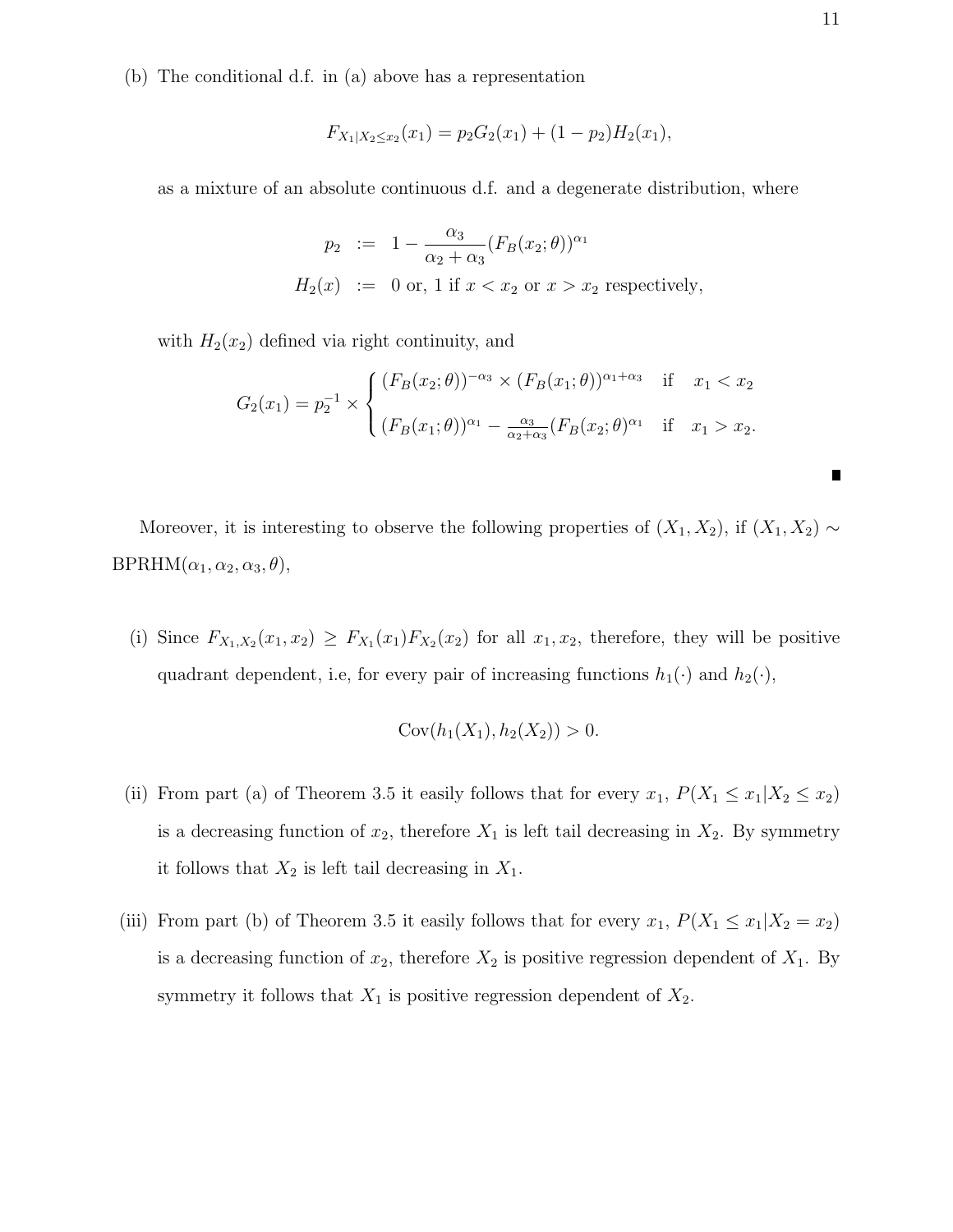(b) The conditional d.f. in (a) above has a representation

$$F_{X_1|X_2 \le x_2}(x_1) = p_2 G_2(x_1) + (1-p_2) H_2(x_1),$$

as a mixture of an absolute continuous d.f. and a degenerate distribution, where

$$\begin{aligned} p_2 &:= 1 - \frac{\alpha_3}{\alpha_2 + \alpha_3} (F_B(x_2;\theta))^{\alpha_1} \\ H_2(x) &:= 0 \text{ or, } 1 \text{ if } x < x_2 \text{ or } x > x_2 \text{ respectively,} \end{aligned}$$

with $H_2(x_2)$ defined via right continuity, and

$$G_2(x_1) = p_2^{-1} \times \begin{cases} (F_B(x_2;\theta))^{-\alpha_3} \times (F_B(x_1;\theta))^{\alpha_1+\alpha_3} & \text{if} \quad x_1 < x_2 \\ (F_B(x_1;\theta))^{\alpha_1} - \frac{\alpha_3}{\alpha_2+\alpha_3} (F_B(x_2;\theta)^{\alpha_1} & \text{if} \quad x_1 > x_2. \end{cases}$$

■

Moreover, it is interesting to observe the following properties of $(X_1, X_2)$, if $(X_1, X_2) \sim$ BPRHM$(\alpha_1, \alpha_2, \alpha_3, \theta)$,

(i) Since $F_{X_1,X_2}(x_1, x_2) \ge F_{X_1}(x_1) F_{X_2}(x_2)$ for all $x_1, x_2$, therefore, they will be positive quadrant dependent, i.e, for every pair of increasing functions $h_1(\cdot)$ and $h_2(\cdot)$,

$$\text{Cov}(h_1(X_1), h_2(X_2)) > 0.$$

(ii) From part (a) of Theorem 3.5 it easily follows that for every $x_1$, $P(X_1 \le x_1 | X_2 \le x_2)$ is a decreasing function of $x_2$, therefore $X_1$ is left tail decreasing in $X_2$. By symmetry it follows that $X_2$ is left tail decreasing in $X_1$.

(iii) From part (b) of Theorem 3.5 it easily follows that for every $x_1$, $P(X_1 \le x_1 | X_2 = x_2)$ is a decreasing function of $x_2$, therefore $X_2$ is positive regression dependent of $X_1$. By symmetry it follows that $X_1$ is positive regression dependent of $X_2$.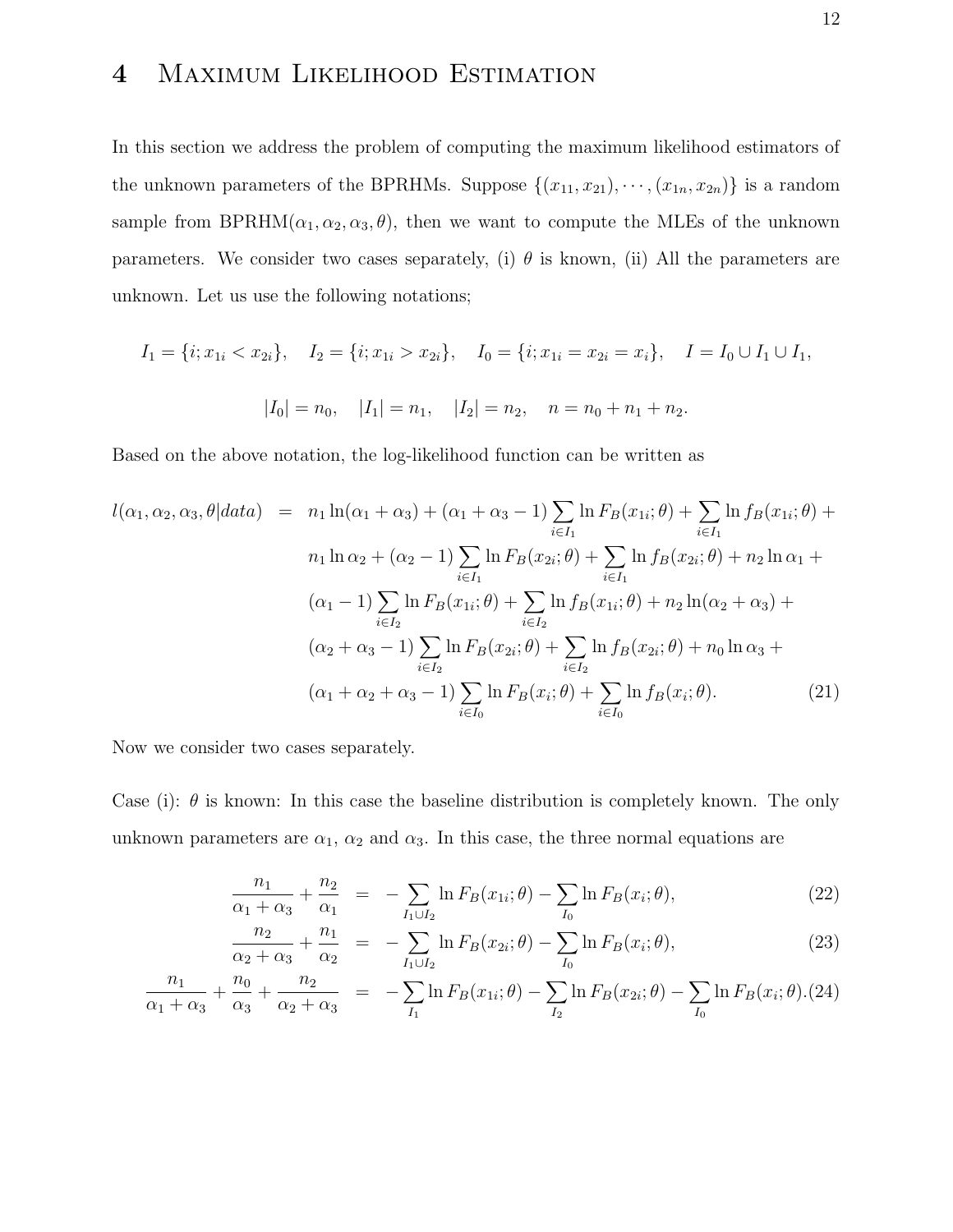# 4 Maximum Likelihood Estimation

In this section we address the problem of computing the maximum likelihood estimators of the unknown parameters of the BPRHMs. Suppose $\{(x_{11}, x_{21}), \cdots, (x_{1n}, x_{2n})\}$ is a random sample from BPRHM$(\alpha_1, \alpha_2, \alpha_3, \theta)$, then we want to compute the MLEs of the unknown parameters. We consider two cases separately, (i) $\theta$ is known, (ii) All the parameters are unknown. Let us use the following notations;

$$I_1 = \{i; x_{1i} < x_{2i}\}, \quad I_2 = \{i; x_{1i} > x_{2i}\}, \quad I_0 = \{i; x_{1i} = x_{2i} = x_i\}, \quad I = I_0 \cup I_1 \cup I_1,$$

$$|I_0| = n_0, \quad |I_1| = n_1, \quad |I_2| = n_2, \quad n = n_0 + n_1 + n_2.$$

Based on the above notation, the log-likelihood function can be written as

$$\begin{aligned}
l(\alpha_1, \alpha_2, \alpha_3, \theta | data) \;=\;& n_1 \ln(\alpha_1 + \alpha_3) + (\alpha_1 + \alpha_3 - 1) \sum_{i \in I_1} \ln F_B(x_{1i}; \theta) + \sum_{i \in I_1} \ln f_B(x_{1i}; \theta) + \\
& n_1 \ln \alpha_2 + (\alpha_2 - 1) \sum_{i \in I_1} \ln F_B(x_{2i}; \theta) + \sum_{i \in I_1} \ln f_B(x_{2i}; \theta) + n_2 \ln \alpha_1 + \\
& (\alpha_1 - 1) \sum_{i \in I_2} \ln F_B(x_{1i}; \theta) + \sum_{i \in I_2} \ln f_B(x_{1i}; \theta) + n_2 \ln(\alpha_2 + \alpha_3) + \\
& (\alpha_2 + \alpha_3 - 1) \sum_{i \in I_2} \ln F_B(x_{2i}; \theta) + \sum_{i \in I_2} \ln f_B(x_{2i}; \theta) + n_0 \ln \alpha_3 + \\
& (\alpha_1 + \alpha_2 + \alpha_3 - 1) \sum_{i \in I_0} \ln F_B(x_i; \theta) + \sum_{i \in I_0} \ln f_B(x_i; \theta). \qquad (21)
\end{aligned}$$

Now we consider two cases separately.

Case (i): $\theta$ is known: In this case the baseline distribution is completely known. The only unknown parameters are $\alpha_1$, $\alpha_2$ and $\alpha_3$. In this case, the three normal equations are

$$\frac{n_1}{\alpha_1 + \alpha_3} + \frac{n_2}{\alpha_1} = -\sum_{I_1 \cup I_2} \ln F_B(x_{1i}; \theta) - \sum_{I_0} \ln F_B(x_i; \theta), \qquad (22)$$

$$\frac{n_2}{\alpha_2 + \alpha_3} + \frac{n_1}{\alpha_2} = -\sum_{I_1 \cup I_2} \ln F_B(x_{2i}; \theta) - \sum_{I_0} \ln F_B(x_i; \theta), \qquad (23)$$

$$\frac{n_1}{\alpha_1 + \alpha_3} + \frac{n_0}{\alpha_3} + \frac{n_2}{\alpha_2 + \alpha_3} = -\sum_{I_1} \ln F_B(x_{1i}; \theta) - \sum_{I_2} \ln F_B(x_{2i}; \theta) - \sum_{I_0} \ln F_B(x_i; \theta). \qquad (24)$$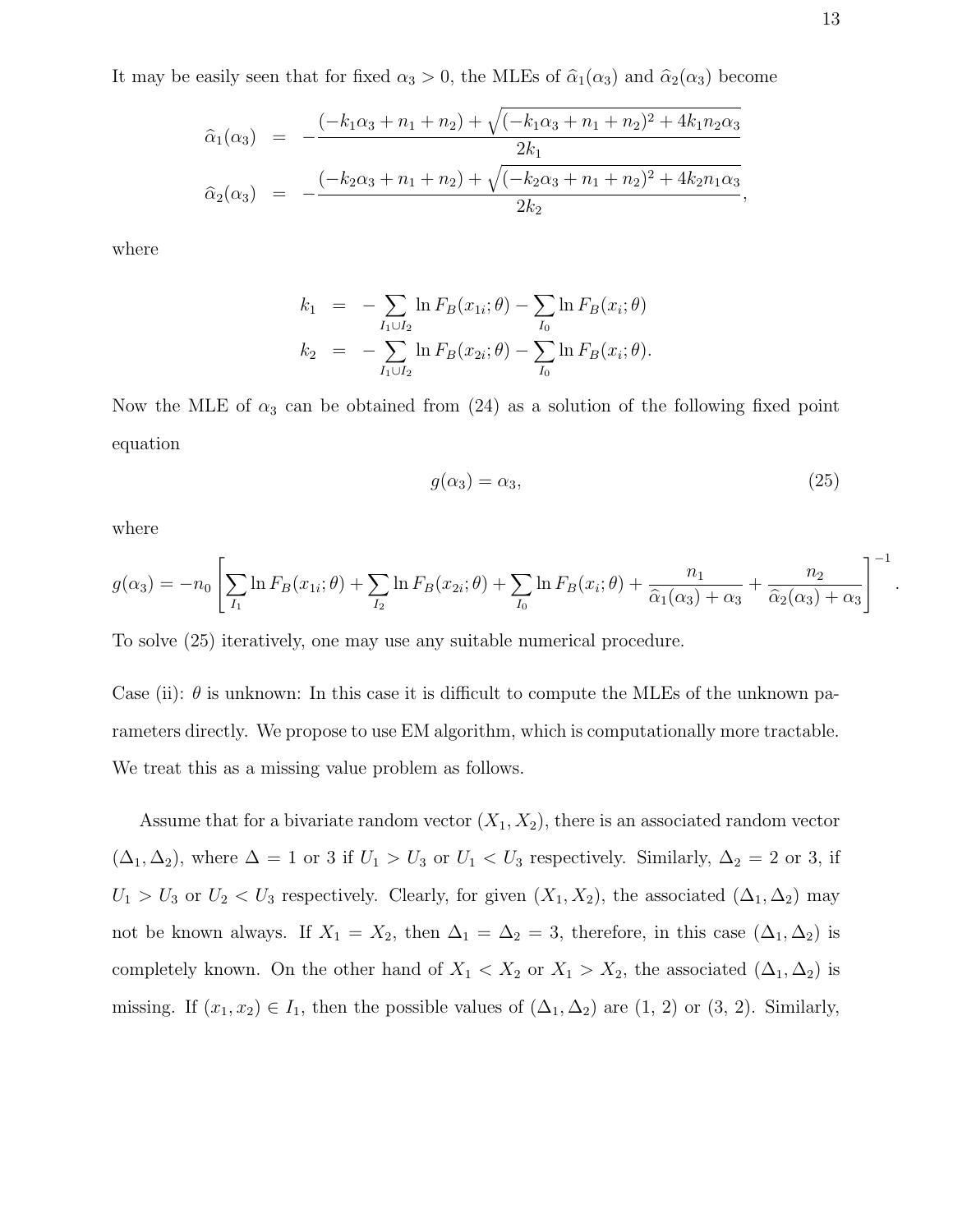It may be easily seen that for fixed $\alpha_3 > 0$, the MLEs of $\widehat{\alpha}_1(\alpha_3)$ and $\widehat{\alpha}_2(\alpha_3)$ become

$$
\begin{aligned}
\widehat{\alpha}_1(\alpha_3) &= -\frac{(-k_1\alpha_3 + n_1 + n_2) + \sqrt{(-k_1\alpha_3 + n_1 + n_2)^2 + 4k_1 n_2 \alpha_3}}{2k_1} \\
\widehat{\alpha}_2(\alpha_3) &= -\frac{(-k_2\alpha_3 + n_1 + n_2) + \sqrt{(-k_2\alpha_3 + n_1 + n_2)^2 + 4k_2 n_1 \alpha_3}}{2k_2},
\end{aligned}
$$

where

$$
\begin{aligned}
k_1 &= -\sum_{I_1 \cup I_2} \ln F_B(x_{1i};\theta) - \sum_{I_0} \ln F_B(x_i;\theta) \\
k_2 &= -\sum_{I_1 \cup I_2} \ln F_B(x_{2i};\theta) - \sum_{I_0} \ln F_B(x_i;\theta).
\end{aligned}
$$

Now the MLE of $\alpha_3$ can be obtained from (24) as a solution of the following fixed point equation

$$
g(\alpha_3) = \alpha_3, \tag{25}
$$

where

$$
g(\alpha_3) = -n_0 \left[ \sum_{I_1} \ln F_B(x_{1i};\theta) + \sum_{I_2} \ln F_B(x_{2i};\theta) + \sum_{I_0} \ln F_B(x_i;\theta) + \frac{n_1}{\widehat{\alpha}_1(\alpha_3) + \alpha_3} + \frac{n_2}{\widehat{\alpha}_2(\alpha_3) + \alpha_3} \right]^{-1}.
$$

To solve (25) iteratively, one may use any suitable numerical procedure.

Case (ii): $\theta$ is unknown: In this case it is difficult to compute the MLEs of the unknown parameters directly. We propose to use EM algorithm, which is computationally more tractable. We treat this as a missing value problem as follows.

Assume that for a bivariate random vector $(X_1, X_2)$, there is an associated random vector $(\Delta_1, \Delta_2)$, where $\Delta = 1$ or $3$ if $U_1 > U_3$ or $U_1 < U_3$ respectively. Similarly, $\Delta_2 = 2$ or $3$, if $U_1 > U_3$ or $U_2 < U_3$ respectively. Clearly, for given $(X_1, X_2)$, the associated $(\Delta_1, \Delta_2)$ may not be known always. If $X_1 = X_2$, then $\Delta_1 = \Delta_2 = 3$, therefore, in this case $(\Delta_1, \Delta_2)$ is completely known. On the other hand of $X_1 < X_2$ or $X_1 > X_2$, the associated $(\Delta_1, \Delta_2)$ is missing. If $(x_1, x_2) \in I_1$, then the possible values of $(\Delta_1, \Delta_2)$ are (1, 2) or (3, 2). Similarly,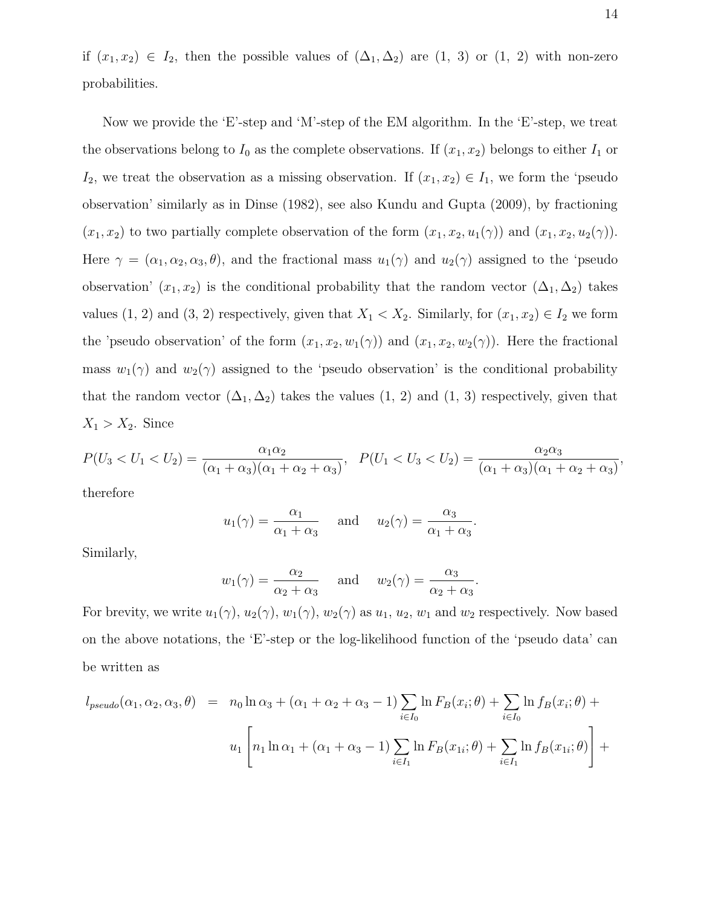if $(x_1, x_2) \in I_2$, then the possible values of $(\Delta_1, \Delta_2)$ are (1, 3) or (1, 2) with non-zero probabilities.

Now we provide the 'E'-step and 'M'-step of the EM algorithm. In the 'E'-step, we treat the observations belong to $I_0$ as the complete observations. If $(x_1, x_2)$ belongs to either $I_1$ or $I_2$, we treat the observation as a missing observation. If $(x_1, x_2) \in I_1$, we form the 'pseudo observation' similarly as in Dinse (1982), see also Kundu and Gupta (2009), by fractioning $(x_1, x_2)$ to two partially complete observation of the form $(x_1, x_2, u_1(\gamma))$ and $(x_1, x_2, u_2(\gamma))$. Here $\gamma = (\alpha_1, \alpha_2, \alpha_3, \theta)$, and the fractional mass $u_1(\gamma)$ and $u_2(\gamma)$ assigned to the 'pseudo observation' $(x_1, x_2)$ is the conditional probability that the random vector $(\Delta_1, \Delta_2)$ takes values (1, 2) and (3, 2) respectively, given that $X_1 < X_2$. Similarly, for $(x_1, x_2) \in I_2$ we form the 'pseudo observation' of the form $(x_1, x_2, w_1(\gamma))$ and $(x_1, x_2, w_2(\gamma))$. Here the fractional mass $w_1(\gamma)$ and $w_2(\gamma)$ assigned to the 'pseudo observation' is the conditional probability that the random vector $(\Delta_1, \Delta_2)$ takes the values (1, 2) and (1, 3) respectively, given that $X_1 > X_2$. Since

$$P(U_3 < U_1 < U_2) = \frac{\alpha_1 \alpha_2}{(\alpha_1 + \alpha_3)(\alpha_1 + \alpha_2 + \alpha_3)}, \quad P(U_1 < U_3 < U_2) = \frac{\alpha_2 \alpha_3}{(\alpha_1 + \alpha_3)(\alpha_1 + \alpha_2 + \alpha_3)},$$

therefore

$$u_1(\gamma) = \frac{\alpha_1}{\alpha_1 + \alpha_3} \quad \text{and} \quad u_2(\gamma) = \frac{\alpha_3}{\alpha_1 + \alpha_3}.$$

Similarly,

$$w_1(\gamma) = \frac{\alpha_2}{\alpha_2 + \alpha_3} \quad \text{and} \quad w_2(\gamma) = \frac{\alpha_3}{\alpha_2 + \alpha_3}.$$

For brevity, we write $u_1(\gamma)$, $u_2(\gamma)$, $w_1(\gamma)$, $w_2(\gamma)$ as $u_1$, $u_2$, $w_1$ and $w_2$ respectively. Now based on the above notations, the 'E'-step or the log-likelihood function of the 'pseudo data' can be written as

$$\begin{aligned} l_{pseudo}(\alpha_1, \alpha_2, \alpha_3, \theta) &= n_0 \ln \alpha_3 + (\alpha_1 + \alpha_2 + \alpha_3 - 1) \sum_{i \in I_0} \ln F_B(x_i; \theta) + \sum_{i \in I_0} \ln f_B(x_i; \theta) + \\ & \quad u_1 \left[ n_1 \ln \alpha_1 + (\alpha_1 + \alpha_3 - 1) \sum_{i \in I_1} \ln F_B(x_{1i}; \theta) + \sum_{i \in I_1} \ln f_B(x_{1i}; \theta) \right] + \end{aligned}$$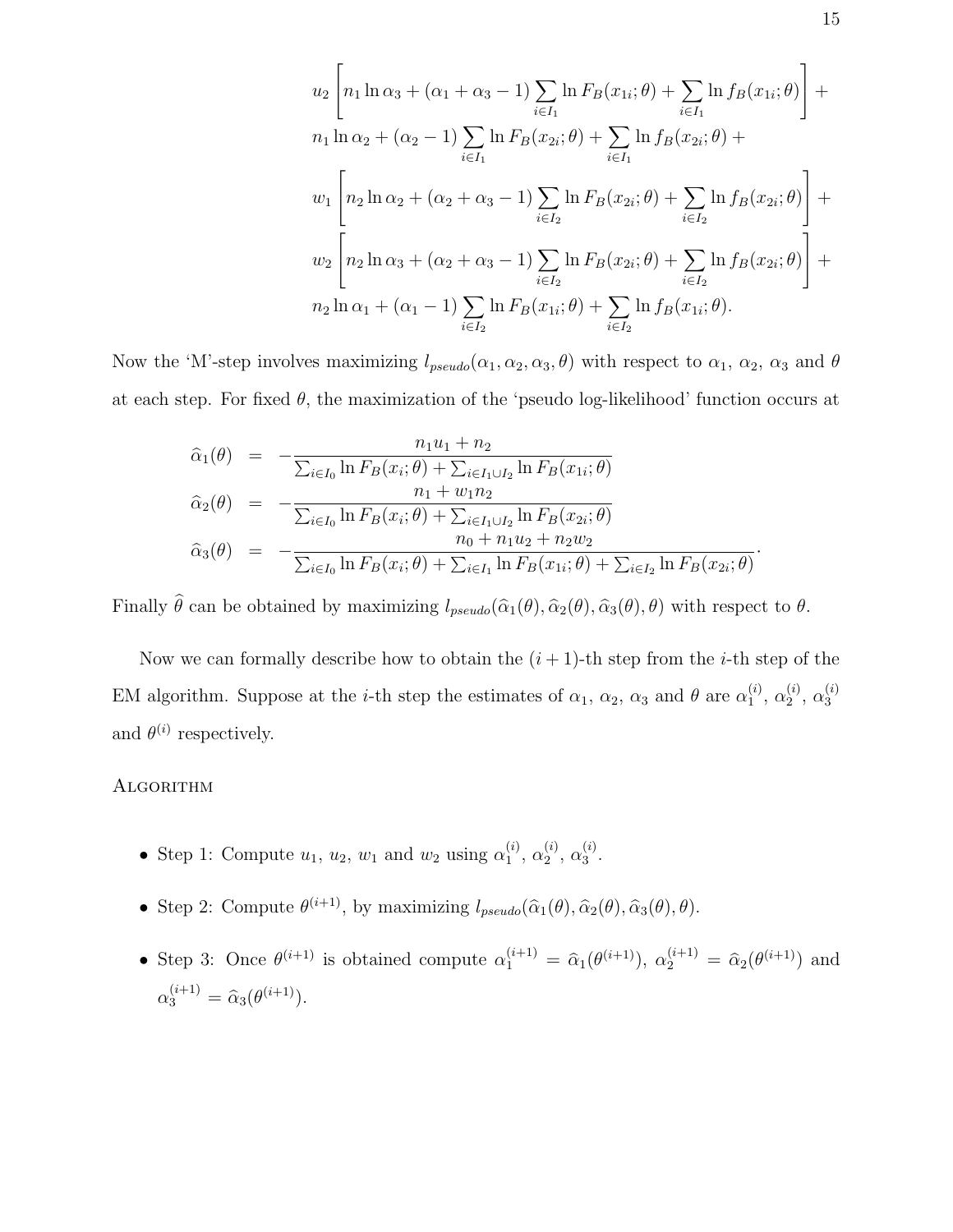$$
\begin{aligned}
& u_2 \left[ n_1 \ln \alpha_3 + (\alpha_1 + \alpha_3 - 1) \sum_{i \in I_1} \ln F_B(x_{1i};\theta) + \sum_{i \in I_1} \ln f_B(x_{1i};\theta) \right] + \\
& n_1 \ln \alpha_2 + (\alpha_2 - 1) \sum_{i \in I_1} \ln F_B(x_{2i};\theta) + \sum_{i \in I_1} \ln f_B(x_{2i};\theta) + \\
& w_1 \left[ n_2 \ln \alpha_2 + (\alpha_2 + \alpha_3 - 1) \sum_{i \in I_2} \ln F_B(x_{2i};\theta) + \sum_{i \in I_2} \ln f_B(x_{2i};\theta) \right] + \\
& w_2 \left[ n_2 \ln \alpha_3 + (\alpha_2 + \alpha_3 - 1) \sum_{i \in I_2} \ln F_B(x_{2i};\theta) + \sum_{i \in I_2} \ln f_B(x_{2i};\theta) \right] + \\
& n_2 \ln \alpha_1 + (\alpha_1 - 1) \sum_{i \in I_2} \ln F_B(x_{1i};\theta) + \sum_{i \in I_2} \ln f_B(x_{1i};\theta).
\end{aligned}
$$

Now the 'M'-step involves maximizing $l_{pseudo}(\alpha_1, \alpha_2, \alpha_3, \theta)$ with respect to $\alpha_1$, $\alpha_2$, $\alpha_3$ and $\theta$ at each step. For fixed $\theta$, the maximization of the 'pseudo log-likelihood' function occurs at

$$
\begin{aligned}
\widehat{\alpha}_1(\theta) &= -\frac{n_1 u_1 + n_2}{\sum_{i \in I_0} \ln F_B(x_i;\theta) + \sum_{i \in I_1 \cup I_2} \ln F_B(x_{1i};\theta)} \\
\widehat{\alpha}_2(\theta) &= -\frac{n_1 + w_1 n_2}{\sum_{i \in I_0} \ln F_B(x_i;\theta) + \sum_{i \in I_1 \cup I_2} \ln F_B(x_{2i};\theta)} \\
\widehat{\alpha}_3(\theta) &= -\frac{n_0 + n_1 u_2 + n_2 w_2}{\sum_{i \in I_0} \ln F_B(x_i;\theta) + \sum_{i \in I_1} \ln F_B(x_{1i};\theta) + \sum_{i \in I_2} \ln F_B(x_{2i};\theta)}.
\end{aligned}
$$

Finally $\widehat{\theta}$ can be obtained by maximizing $l_{pseudo}(\widehat{\alpha}_1(\theta), \widehat{\alpha}_2(\theta), \widehat{\alpha}_3(\theta), \theta)$ with respect to $\theta$.

Now we can formally describe how to obtain the $(i+1)$-th step from the $i$-th step of the EM algorithm. Suppose at the $i$-th step the estimates of $\alpha_1$, $\alpha_2$, $\alpha_3$ and $\theta$ are $\alpha_1^{(i)}$, $\alpha_2^{(i)}$, $\alpha_3^{(i)}$ and $\theta^{(i)}$ respectively.

Algorithm

- Step 1: Compute $u_1$, $u_2$, $w_1$ and $w_2$ using $\alpha_1^{(i)}$, $\alpha_2^{(i)}$, $\alpha_3^{(i)}$.
- Step 2: Compute $\theta^{(i+1)}$, by maximizing $l_{pseudo}(\widehat{\alpha}_1(\theta), \widehat{\alpha}_2(\theta), \widehat{\alpha}_3(\theta), \theta)$.
- Step 3: Once $\theta^{(i+1)}$ is obtained compute $\alpha_1^{(i+1)} = \widehat{\alpha}_1(\theta^{(i+1)})$, $\alpha_2^{(i+1)} = \widehat{\alpha}_2(\theta^{(i+1)})$ and $\alpha_3^{(i+1)} = \widehat{\alpha}_3(\theta^{(i+1)})$.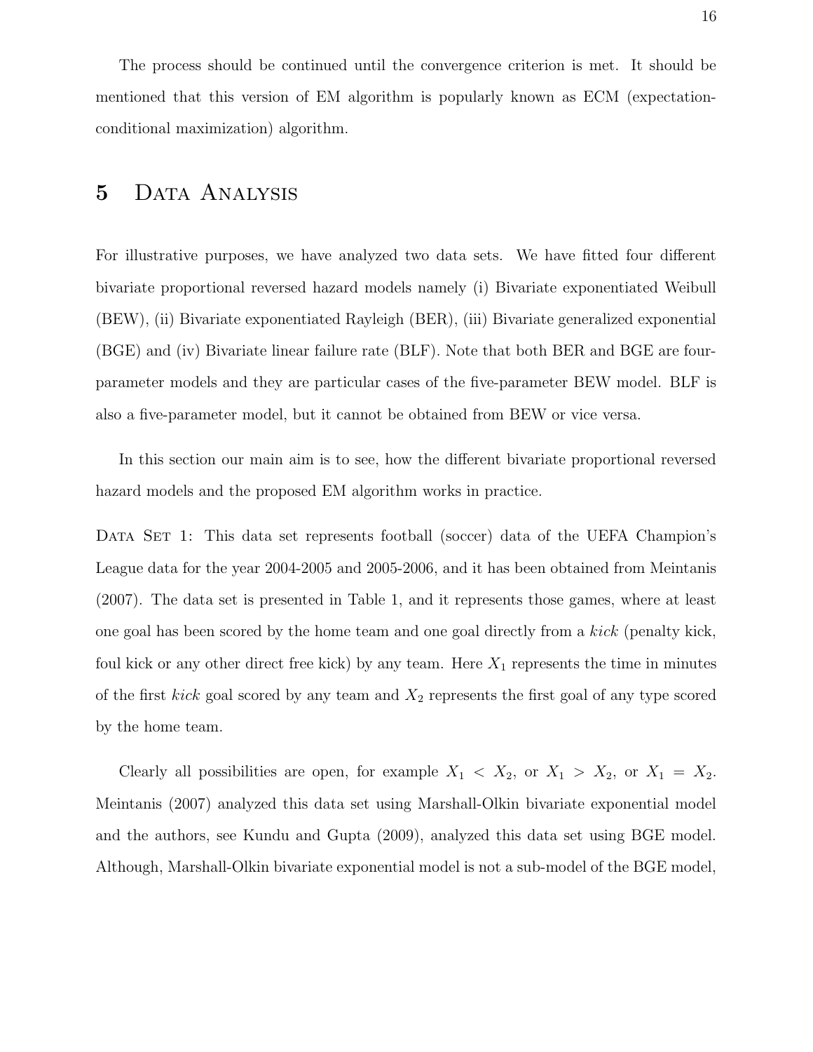The process should be continued until the convergence criterion is met. It should be mentioned that this version of EM algorithm is popularly known as ECM (expectation-conditional maximization) algorithm.

## 5 Data Analysis

For illustrative purposes, we have analyzed two data sets. We have fitted four different bivariate proportional reversed hazard models namely (i) Bivariate exponentiated Weibull (BEW), (ii) Bivariate exponentiated Rayleigh (BER), (iii) Bivariate generalized exponential (BGE) and (iv) Bivariate linear failure rate (BLF). Note that both BER and BGE are four-parameter models and they are particular cases of the five-parameter BEW model. BLF is also a five-parameter model, but it cannot be obtained from BEW or vice versa.

In this section our main aim is to see, how the different bivariate proportional reversed hazard models and the proposed EM algorithm works in practice.

Data Set 1: This data set represents football (soccer) data of the UEFA Champion's League data for the year 2004-2005 and 2005-2006, and it has been obtained from Meintanis (2007). The data set is presented in Table 1, and it represents those games, where at least one goal has been scored by the home team and one goal directly from a *kick* (penalty kick, foul kick or any other direct free kick) by any team. Here $X_1$ represents the time in minutes of the first *kick* goal scored by any team and $X_2$ represents the first goal of any type scored by the home team.

Clearly all possibilities are open, for example $X_1 < X_2$, or $X_1 > X_2$, or $X_1 = X_2$. Meintanis (2007) analyzed this data set using Marshall-Olkin bivariate exponential model and the authors, see Kundu and Gupta (2009), analyzed this data set using BGE model. Although, Marshall-Olkin bivariate exponential model is not a sub-model of the BGE model,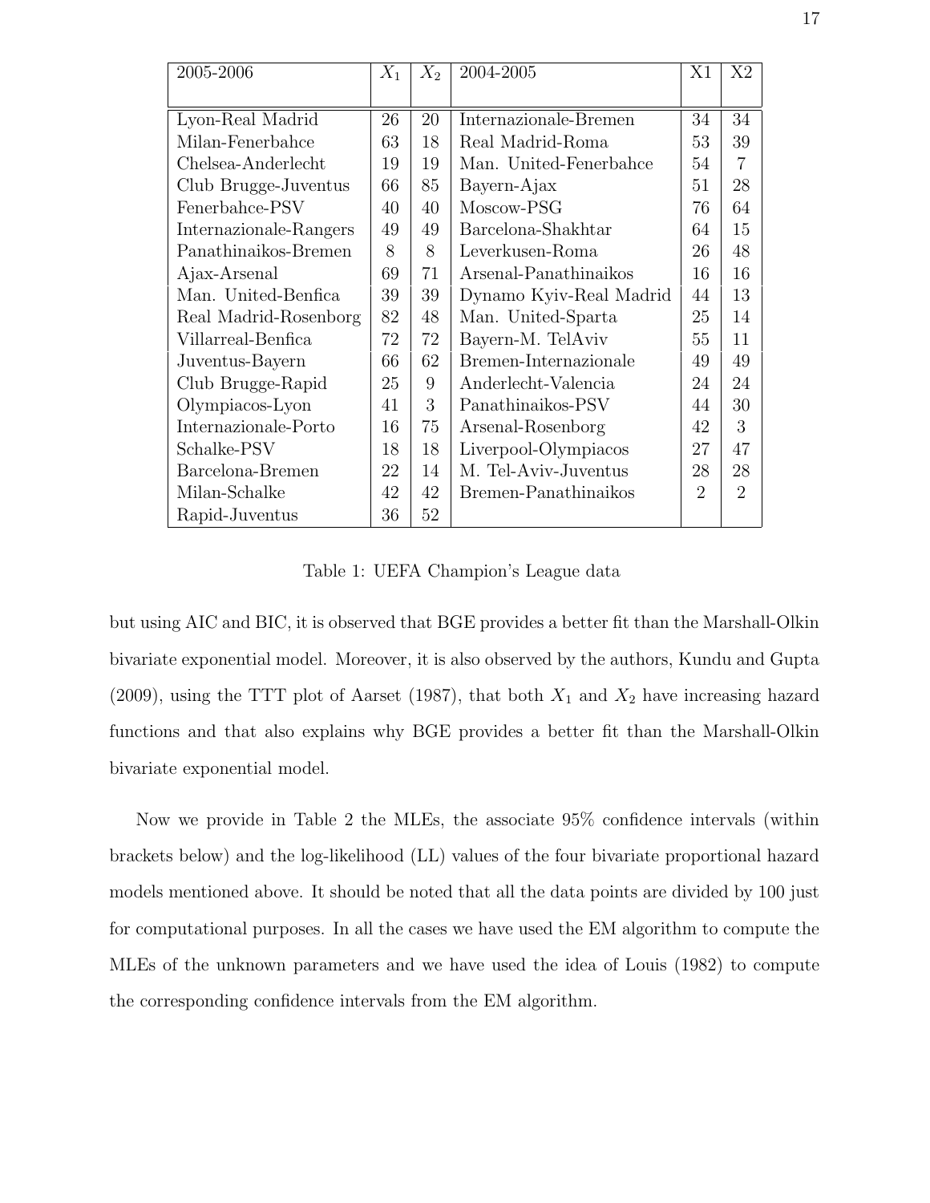| 2005-2006 | $X_1$ | $X_2$ | 2004-2005 | X1 | X2 |
|---|---|---|---|---|---|
| Lyon-Real Madrid | 26 | 20 | Internazionale-Bremen | 34 | 34 |
| Milan-Fenerbahce | 63 | 18 | Real Madrid-Roma | 53 | 39 |
| Chelsea-Anderlecht | 19 | 19 | Man. United-Fenerbahce | 54 | 7 |
| Club Brugge-Juventus | 66 | 85 | Bayern-Ajax | 51 | 28 |
| Fenerbahce-PSV | 40 | 40 | Moscow-PSG | 76 | 64 |
| Internazionale-Rangers | 49 | 49 | Barcelona-Shakhtar | 64 | 15 |
| Panathinaikos-Bremen | 8 | 8 | Leverkusen-Roma | 26 | 48 |
| Ajax-Arsenal | 69 | 71 | Arsenal-Panathinaikos | 16 | 16 |
| Man. United-Benfica | 39 | 39 | Dynamo Kyiv-Real Madrid | 44 | 13 |
| Real Madrid-Rosenborg | 82 | 48 | Man. United-Sparta | 25 | 14 |
| Villarreal-Benfica | 72 | 72 | Bayern-M. TelAviv | 55 | 11 |
| Juventus-Bayern | 66 | 62 | Bremen-Internazionale | 49 | 49 |
| Club Brugge-Rapid | 25 | 9 | Anderlecht-Valencia | 24 | 24 |
| Olympiacos-Lyon | 41 | 3 | Panathinaikos-PSV | 44 | 30 |
| Internazionale-Porto | 16 | 75 | Arsenal-Rosenborg | 42 | 3 |
| Schalke-PSV | 18 | 18 | Liverpool-Olympiacos | 27 | 47 |
| Barcelona-Bremen | 22 | 14 | M. Tel-Aviv-Juventus | 28 | 28 |
| Milan-Schalke | 42 | 42 | Bremen-Panathinaikos | 2 | 2 |
| Rapid-Juventus | 36 | 52 | | | |

Table 1: UEFA Champion's League data

but using AIC and BIC, it is observed that BGE provides a better fit than the Marshall-Olkin bivariate exponential model. Moreover, it is also observed by the authors, Kundu and Gupta (2009), using the TTT plot of Aarset (1987), that both $X_1$ and $X_2$ have increasing hazard functions and that also explains why BGE provides a better fit than the Marshall-Olkin bivariate exponential model.

Now we provide in Table 2 the MLEs, the associate 95% confidence intervals (within brackets below) and the log-likelihood (LL) values of the four bivariate proportional hazard models mentioned above. It should be noted that all the data points are divided by 100 just for computational purposes. In all the cases we have used the EM algorithm to compute the MLEs of the unknown parameters and we have used the idea of Louis (1982) to compute the corresponding confidence intervals from the EM algorithm.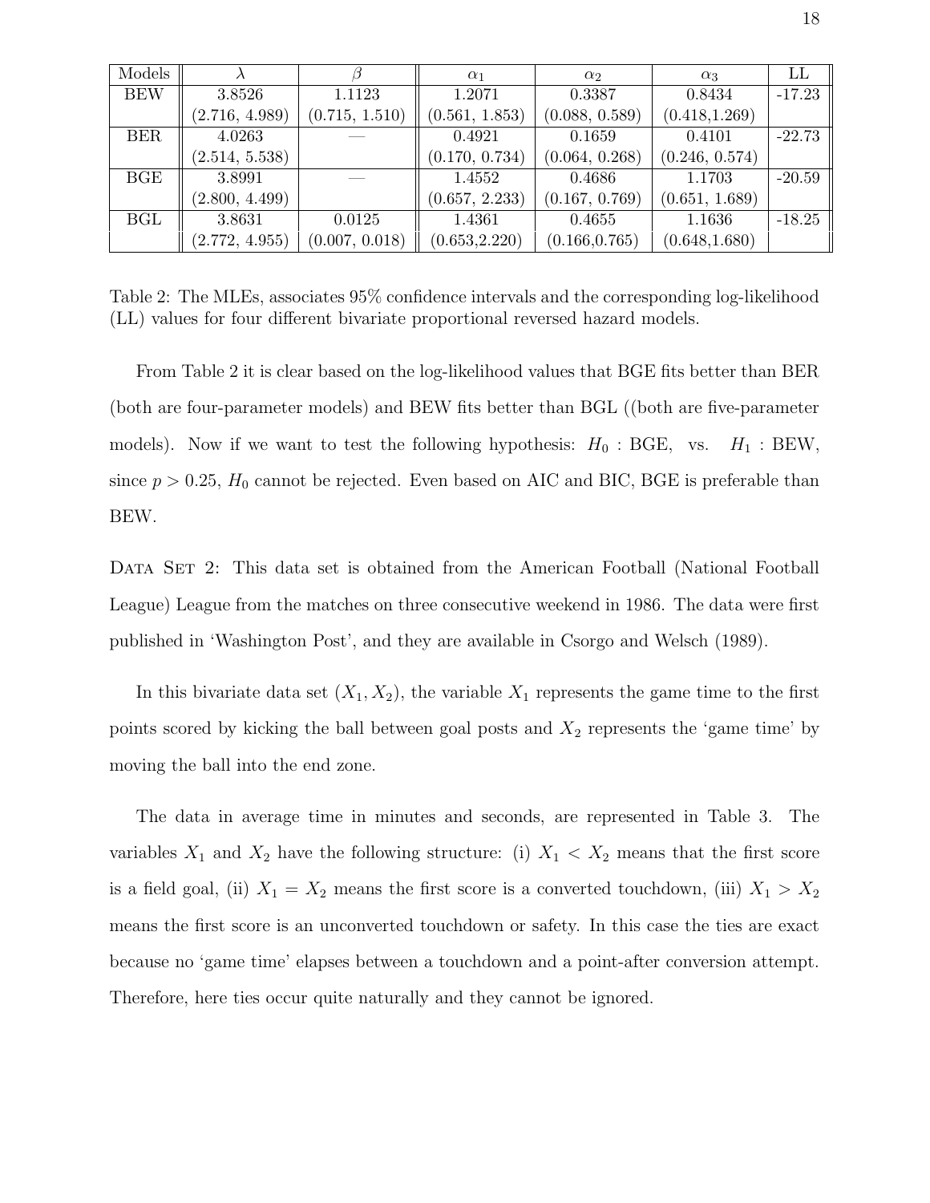| Models | $\lambda$ | $\beta$ | $\alpha_1$ | $\alpha_2$ | $\alpha_3$ | LL |
|---|---|---|---|---|---|---|
| BEW | 3.8526 | 1.1123 | 1.2071 | 0.3387 | 0.8434 | -17.23 |
| | (2.716, 4.989) | (0.715, 1.510) | (0.561, 1.853) | (0.088, 0.589) | (0.418,1.269) | |
| BER | 4.0263 | — | 0.4921 | 0.1659 | 0.4101 | -22.73 |
| | (2.514, 5.538) | | (0.170, 0.734) | (0.064, 0.268) | (0.246, 0.574) | |
| BGE | 3.8991 | — | 1.4552 | 0.4686 | 1.1703 | -20.59 |
| | (2.800, 4.499) | | (0.657, 2.233) | (0.167, 0.769) | (0.651, 1.689) | |
| BGL | 3.8631 | 0.0125 | 1.4361 | 0.4655 | 1.1636 | -18.25 |
| | (2.772, 4.955) | (0.007, 0.018) | (0.653,2.220) | (0.166,0.765) | (0.648,1.680) | |

Table 2: The MLEs, associates 95% confidence intervals and the corresponding log-likelihood (LL) values for four different bivariate proportional reversed hazard models.

From Table 2 it is clear based on the log-likelihood values that BGE fits better than BER (both are four-parameter models) and BEW fits better than BGL ((both are five-parameter models). Now if we want to test the following hypothesis: $H_0$ : BGE, vs. $H_1$ : BEW, since $p > 0.25$, $H_0$ cannot be rejected. Even based on AIC and BIC, BGE is preferable than BEW.

Data Set 2: This data set is obtained from the American Football (National Football League) League from the matches on three consecutive weekend in 1986. The data were first published in 'Washington Post', and they are available in Csorgo and Welsch (1989).

In this bivariate data set $(X_1, X_2)$, the variable $X_1$ represents the game time to the first points scored by kicking the ball between goal posts and $X_2$ represents the 'game time' by moving the ball into the end zone.

The data in average time in minutes and seconds, are represented in Table 3. The variables $X_1$ and $X_2$ have the following structure: (i) $X_1 < X_2$ means that the first score is a field goal, (ii) $X_1 = X_2$ means the first score is a converted touchdown, (iii) $X_1 > X_2$ means the first score is an unconverted touchdown or safety. In this case the ties are exact because no 'game time' elapses between a touchdown and a point-after conversion attempt. Therefore, here ties occur quite naturally and they cannot be ignored.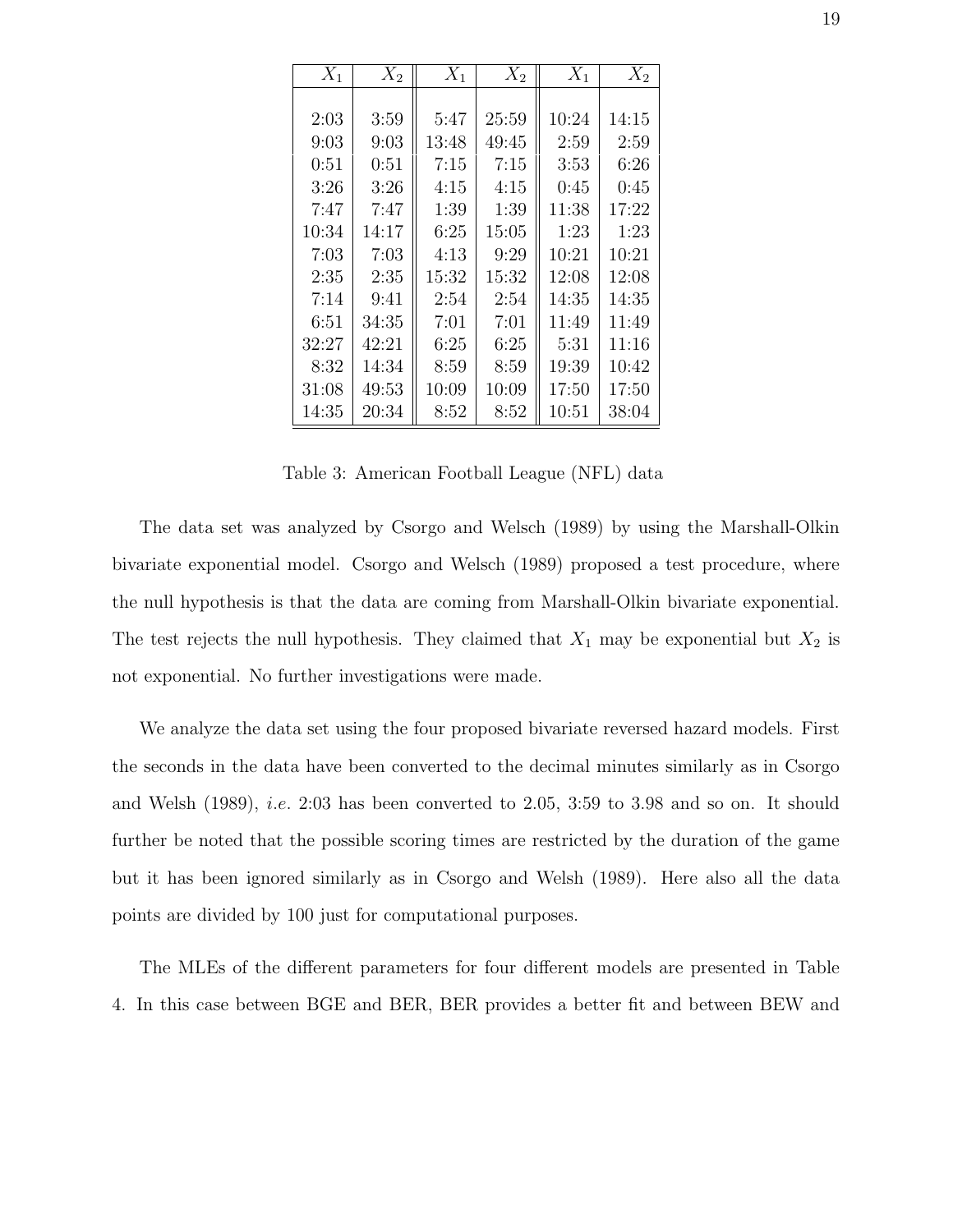| $X_1$ | $X_2$ | $X_1$ | $X_2$ | $X_1$ | $X_2$ |
|---|---|---|---|---|---|
| 2:03 | 3:59 | 5:47 | 25:59 | 10:24 | 14:15 |
| 9:03 | 9:03 | 13:48 | 49:45 | 2:59 | 2:59 |
| 0:51 | 0:51 | 7:15 | 7:15 | 3:53 | 6:26 |
| 3:26 | 3:26 | 4:15 | 4:15 | 0:45 | 0:45 |
| 7:47 | 7:47 | 1:39 | 1:39 | 11:38 | 17:22 |
| 10:34 | 14:17 | 6:25 | 15:05 | 1:23 | 1:23 |
| 7:03 | 7:03 | 4:13 | 9:29 | 10:21 | 10:21 |
| 2:35 | 2:35 | 15:32 | 15:32 | 12:08 | 12:08 |
| 7:14 | 9:41 | 2:54 | 2:54 | 14:35 | 14:35 |
| 6:51 | 34:35 | 7:01 | 7:01 | 11:49 | 11:49 |
| 32:27 | 42:21 | 6:25 | 6:25 | 5:31 | 11:16 |
| 8:32 | 14:34 | 8:59 | 8:59 | 19:39 | 10:42 |
| 31:08 | 49:53 | 10:09 | 10:09 | 17:50 | 17:50 |
| 14:35 | 20:34 | 8:52 | 8:52 | 10:51 | 38:04 |

Table 3: American Football League (NFL) data

The data set was analyzed by Csorgo and Welsch (1989) by using the Marshall-Olkin bivariate exponential model. Csorgo and Welsch (1989) proposed a test procedure, where the null hypothesis is that the data are coming from Marshall-Olkin bivariate exponential. The test rejects the null hypothesis. They claimed that $X_1$ may be exponential but $X_2$ is not exponential. No further investigations were made.

We analyze the data set using the four proposed bivariate reversed hazard models. First the seconds in the data have been converted to the decimal minutes similarly as in Csorgo and Welsh (1989), *i.e.* 2:03 has been converted to 2.05, 3:59 to 3.98 and so on. It should further be noted that the possible scoring times are restricted by the duration of the game but it has been ignored similarly as in Csorgo and Welsh (1989). Here also all the data points are divided by 100 just for computational purposes.

The MLEs of the different parameters for four different models are presented in Table 4. In this case between BGE and BER, BER provides a better fit and between BEW and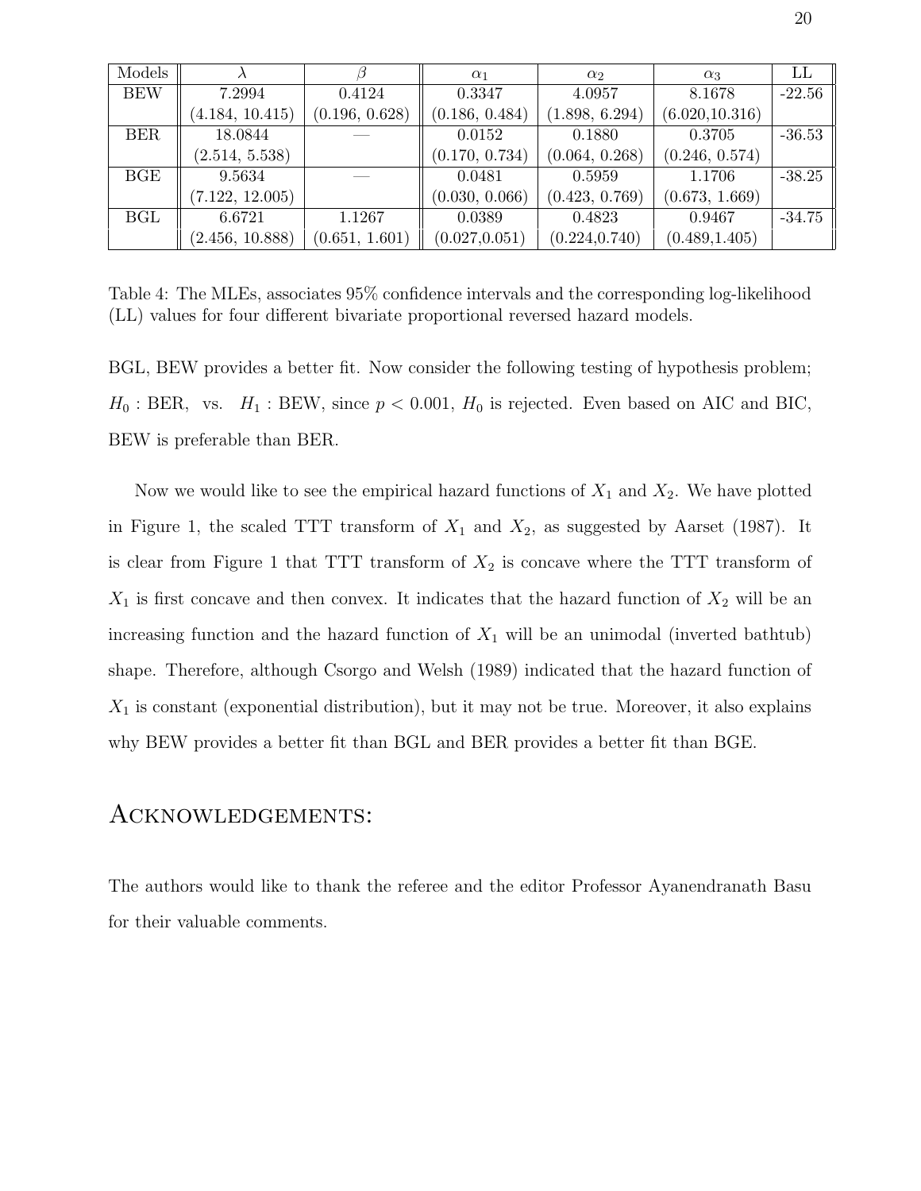| Models | $\lambda$ | $\beta$ | $\alpha_1$ | $\alpha_2$ | $\alpha_3$ | LL |
|---|---|---|---|---|---|---|
| BEW | 7.2994 | 0.4124 | 0.3347 | 4.0957 | 8.1678 | -22.56 |
| | (4.184, 10.415) | (0.196, 0.628) | (0.186, 0.484) | (1.898, 6.294) | (6.020,10.316) | |
| BER | 18.0844 | — | 0.0152 | 0.1880 | 0.3705 | -36.53 |
| | (2.514, 5.538) | | (0.170, 0.734) | (0.064, 0.268) | (0.246, 0.574) | |
| BGE | 9.5634 | — | 0.0481 | 0.5959 | 1.1706 | -38.25 |
| | (7.122, 12.005) | | (0.030, 0.066) | (0.423, 0.769) | (0.673, 1.669) | |
| BGL | 6.6721 | 1.1267 | 0.0389 | 0.4823 | 0.9467 | -34.75 |
| | (2.456, 10.888) | (0.651, 1.601) | (0.027,0.051) | (0.224,0.740) | (0.489,1.405) | |

Table 4: The MLEs, associates 95% confidence intervals and the corresponding log-likelihood (LL) values for four different bivariate proportional reversed hazard models.

BGL, BEW provides a better fit. Now consider the following testing of hypothesis problem; $H_0$ : BER, vs. $H_1$ : BEW, since $p < 0.001$, $H_0$ is rejected. Even based on AIC and BIC, BEW is preferable than BER.

Now we would like to see the empirical hazard functions of $X_1$ and $X_2$. We have plotted in Figure 1, the scaled TTT transform of $X_1$ and $X_2$, as suggested by Aarset (1987). It is clear from Figure 1 that TTT transform of $X_2$ is concave where the TTT transform of $X_1$ is first concave and then convex. It indicates that the hazard function of $X_2$ will be an increasing function and the hazard function of $X_1$ will be an unimodal (inverted bathtub) shape. Therefore, although Csorgo and Welsh (1989) indicated that the hazard function of $X_1$ is constant (exponential distribution), but it may not be true. Moreover, it also explains why BEW provides a better fit than BGL and BER provides a better fit than BGE.

## Acknowledgements:

The authors would like to thank the referee and the editor Professor Ayanendranath Basu for their valuable comments.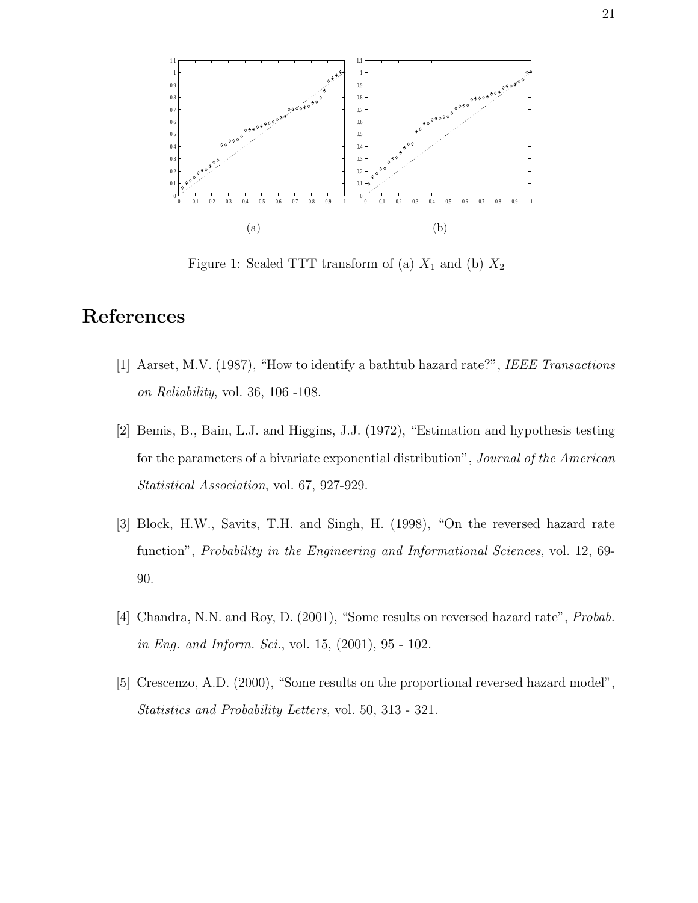(a) (b)

Figure 1: Scaled TTT transform of (a) $X_1$ and (b) $X_2$

# References

[1] Aarset, M.V. (1987), "How to identify a bathtub hazard rate?", *IEEE Transactions on Reliability*, vol. 36, 106 -108.

[2] Bemis, B., Bain, L.J. and Higgins, J.J. (1972), "Estimation and hypothesis testing for the parameters of a bivariate exponential distribution", *Journal of the American Statistical Association*, vol. 67, 927-929.

[3] Block, H.W., Savits, T.H. and Singh, H. (1998), "On the reversed hazard rate function", *Probability in the Engineering and Informational Sciences*, vol. 12, 69-90.

[4] Chandra, N.N. and Roy, D. (2001), "Some results on reversed hazard rate", *Probab. in Eng. and Inform. Sci.*, vol. 15, (2001), 95 - 102.

[5] Crescenzo, A.D. (2000), "Some results on the proportional reversed hazard model", *Statistics and Probability Letters*, vol. 50, 313 - 321.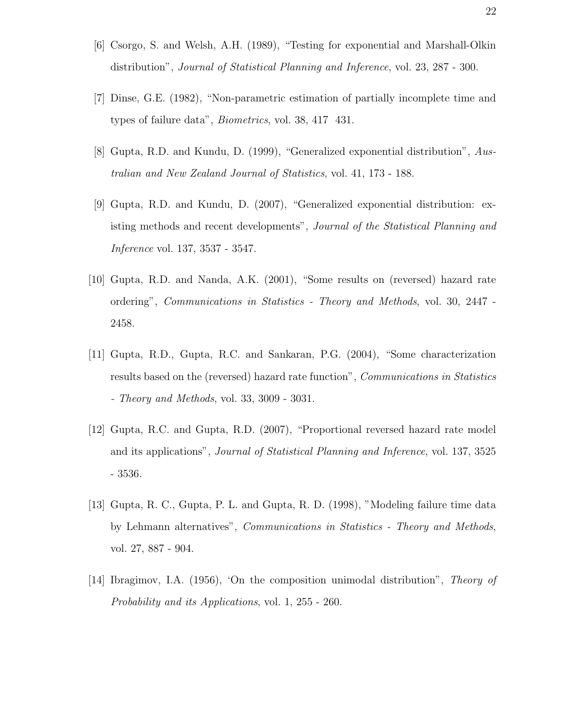[6] Csorgo, S. and Welsh, A.H. (1989), "Testing for exponential and Marshall-Olkin distribution", *Journal of Statistical Planning and Inference*, vol. 23, 287 - 300.

[7] Dinse, G.E. (1982), "Non-parametric estimation of partially incomplete time and types of failure data", *Biometrics*, vol. 38, 417 431.

[8] Gupta, R.D. and Kundu, D. (1999), "Generalized exponential distribution", *Australian and New Zealand Journal of Statistics*, vol. 41, 173 - 188.

[9] Gupta, R.D. and Kundu, D. (2007), "Generalized exponential distribution: existing methods and recent developments", *Journal of the Statistical Planning and Inference* vol. 137, 3537 - 3547.

[10] Gupta, R.D. and Nanda, A.K. (2001), "Some results on (reversed) hazard rate ordering", *Communications in Statistics - Theory and Methods*, vol. 30, 2447 - 2458.

[11] Gupta, R.D., Gupta, R.C. and Sankaran, P.G. (2004), "Some characterization results based on the (reversed) hazard rate function", *Communications in Statistics - Theory and Methods*, vol. 33, 3009 - 3031.

[12] Gupta, R.C. and Gupta, R.D. (2007), "Proportional reversed hazard rate model and its applications", *Journal of Statistical Planning and Inference*, vol. 137, 3525 - 3536.

[13] Gupta, R. C., Gupta, P. L. and Gupta, R. D. (1998), "Modeling failure time data by Lehmann alternatives", *Communications in Statistics - Theory and Methods*, vol. 27, 887 - 904.

[14] Ibragimov, I.A. (1956), 'On the composition unimodal distribution", *Theory of Probability and its Applications*, vol. 1, 255 - 260.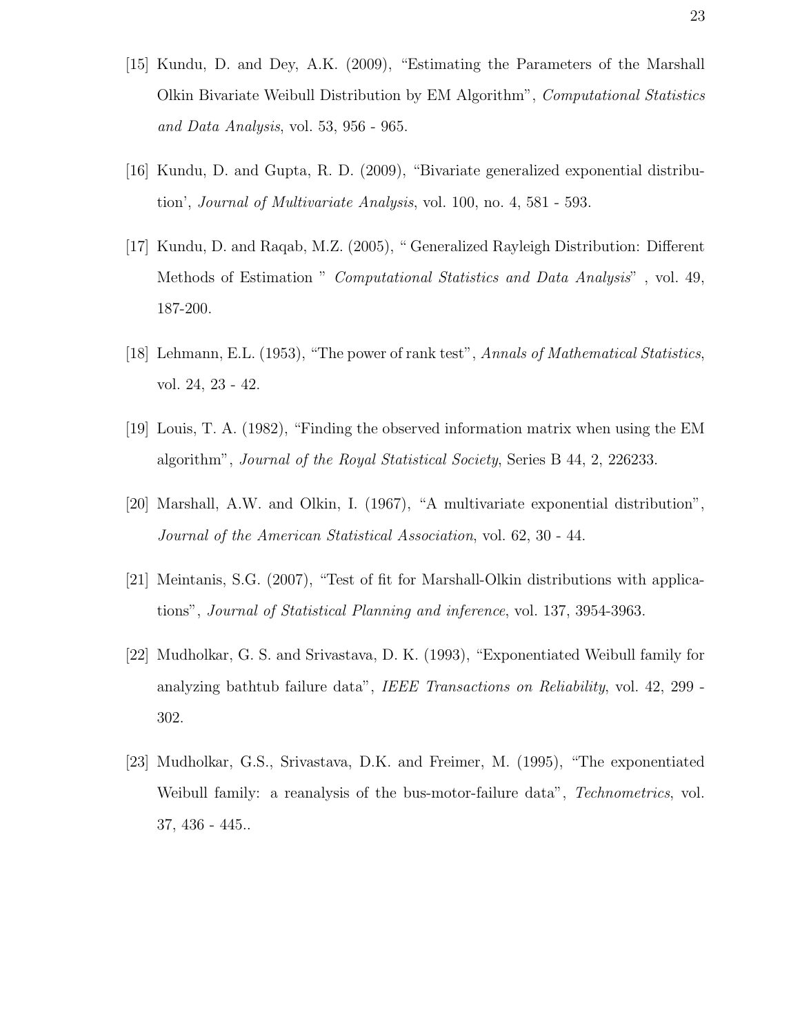[15] Kundu, D. and Dey, A.K. (2009), "Estimating the Parameters of the Marshall Olkin Bivariate Weibull Distribution by EM Algorithm", *Computational Statistics and Data Analysis*, vol. 53, 956 - 965.

[16] Kundu, D. and Gupta, R. D. (2009), "Bivariate generalized exponential distribution', *Journal of Multivariate Analysis*, vol. 100, no. 4, 581 - 593.

[17] Kundu, D. and Raqab, M.Z. (2005), " Generalized Rayleigh Distribution: Different Methods of Estimation " *Computational Statistics and Data Analysis*" , vol. 49, 187-200.

[18] Lehmann, E.L. (1953), "The power of rank test", *Annals of Mathematical Statistics*, vol. 24, 23 - 42.

[19] Louis, T. A. (1982), "Finding the observed information matrix when using the EM algorithm", *Journal of the Royal Statistical Society*, Series B 44, 2, 226233.

[20] Marshall, A.W. and Olkin, I. (1967), "A multivariate exponential distribution", *Journal of the American Statistical Association*, vol. 62, 30 - 44.

[21] Meintanis, S.G. (2007), "Test of fit for Marshall-Olkin distributions with applications", *Journal of Statistical Planning and inference*, vol. 137, 3954-3963.

[22] Mudholkar, G. S. and Srivastava, D. K. (1993), "Exponentiated Weibull family for analyzing bathtub failure data", *IEEE Transactions on Reliability*, vol. 42, 299 - 302.

[23] Mudholkar, G.S., Srivastava, D.K. and Freimer, M. (1995), "The exponentiated Weibull family: a reanalysis of the bus-motor-failure data", *Technometrics*, vol. 37, 436 - 445..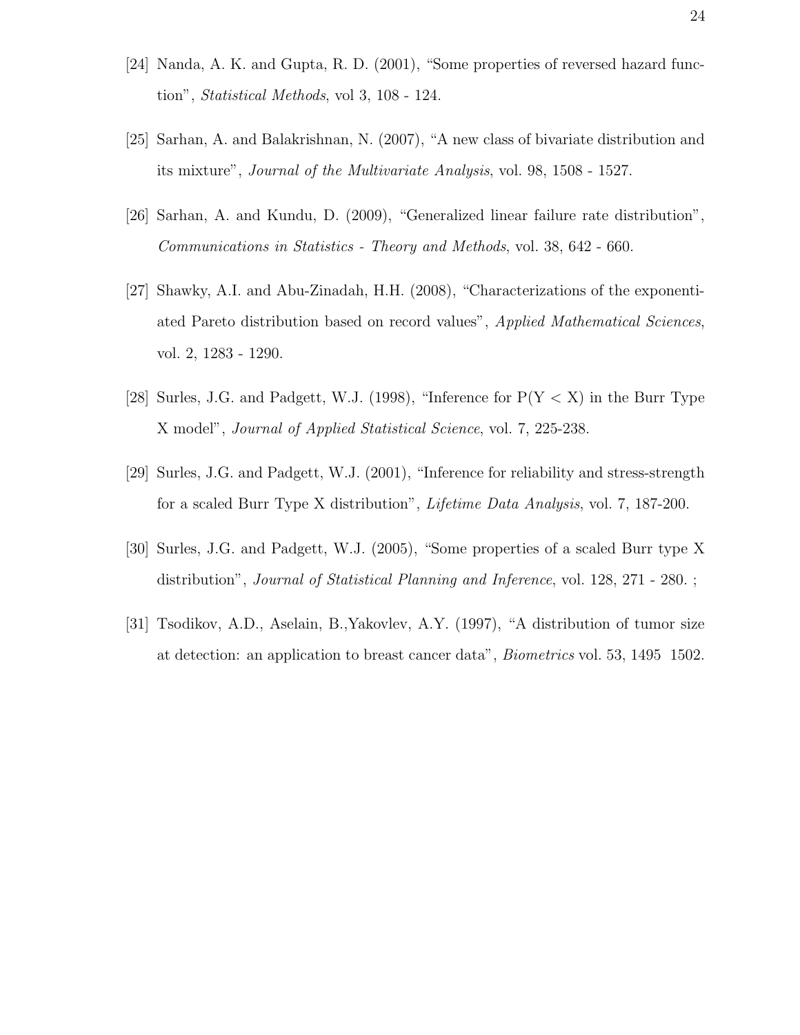[24] Nanda, A. K. and Gupta, R. D. (2001), "Some properties of reversed hazard function", *Statistical Methods*, vol 3, 108 - 124.

[25] Sarhan, A. and Balakrishnan, N. (2007), "A new class of bivariate distribution and its mixture", *Journal of the Multivariate Analysis*, vol. 98, 1508 - 1527.

[26] Sarhan, A. and Kundu, D. (2009), "Generalized linear failure rate distribution", *Communications in Statistics - Theory and Methods*, vol. 38, 642 - 660.

[27] Shawky, A.I. and Abu-Zinadah, H.H. (2008), "Characterizations of the exponentiated Pareto distribution based on record values", *Applied Mathematical Sciences*, vol. 2, 1283 - 1290.

[28] Surles, J.G. and Padgett, W.J. (1998), "Inference for P(Y < X) in the Burr Type X model", *Journal of Applied Statistical Science*, vol. 7, 225-238.

[29] Surles, J.G. and Padgett, W.J. (2001), "Inference for reliability and stress-strength for a scaled Burr Type X distribution", *Lifetime Data Analysis*, vol. 7, 187-200.

[30] Surles, J.G. and Padgett, W.J. (2005), "Some properties of a scaled Burr type X distribution", *Journal of Statistical Planning and Inference*, vol. 128, 271 - 280. ;

[31] Tsodikov, A.D., Aselain, B.,Yakovlev, A.Y. (1997), "A distribution of tumor size at detection: an application to breast cancer data", *Biometrics* vol. 53, 1495 1502.